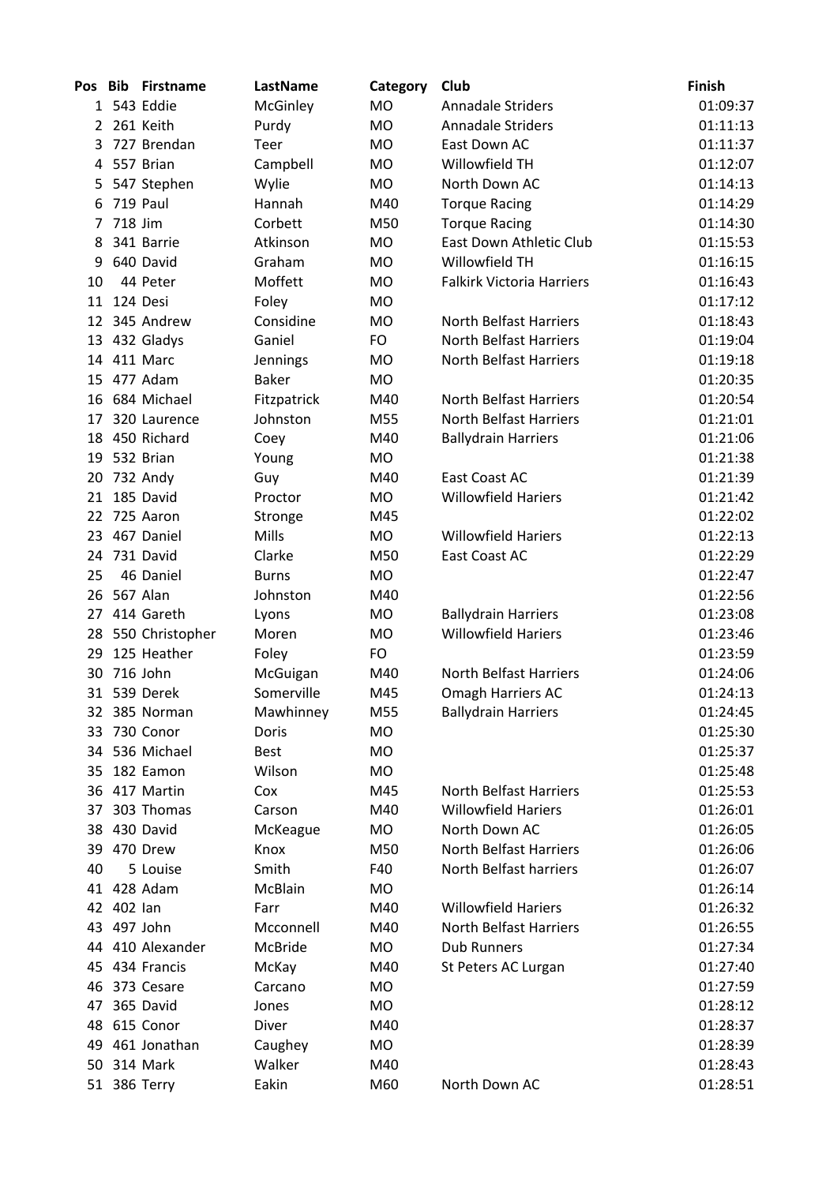| Pos | Bib | Firstname | LastName | Category | Club | Finish |
|---|---|---|---|---|---|---|
| 1 | 543 | Eddie | McGinley | MO | Annadale Striders | 01:09:37 |
| 2 | 261 | Keith | Purdy | MO | Annadale Striders | 01:11:13 |
| 3 | 727 | Brendan | Teer | MO | East Down AC | 01:11:37 |
| 4 | 557 | Brian | Campbell | MO | Willowfield TH | 01:12:07 |
| 5 | 547 | Stephen | Wylie | MO | North Down AC | 01:14:13 |
| 6 | 719 | Paul | Hannah | M40 | Torque Racing | 01:14:29 |
| 7 | 718 | Jim | Corbett | M50 | Torque Racing | 01:14:30 |
| 8 | 341 | Barrie | Atkinson | MO | East Down Athletic Club | 01:15:53 |
| 9 | 640 | David | Graham | MO | Willowfield TH | 01:16:15 |
| 10 | 44 | Peter | Moffett | MO | Falkirk Victoria Harriers | 01:16:43 |
| 11 | 124 | Desi | Foley | MO | | 01:17:12 |
| 12 | 345 | Andrew | Considine | MO | North Belfast Harriers | 01:18:43 |
| 13 | 432 | Gladys | Ganiel | FO | North Belfast Harriers | 01:19:04 |
| 14 | 411 | Marc | Jennings | MO | North Belfast Harriers | 01:19:18 |
| 15 | 477 | Adam | Baker | MO | | 01:20:35 |
| 16 | 684 | Michael | Fitzpatrick | M40 | North Belfast Harriers | 01:20:54 |
| 17 | 320 | Laurence | Johnston | M55 | North Belfast Harriers | 01:21:01 |
| 18 | 450 | Richard | Coey | M40 | Ballydrain Harriers | 01:21:06 |
| 19 | 532 | Brian | Young | MO | | 01:21:38 |
| 20 | 732 | Andy | Guy | M40 | East Coast AC | 01:21:39 |
| 21 | 185 | David | Proctor | MO | Willowfield Hariers | 01:21:42 |
| 22 | 725 | Aaron | Stronge | M45 | | 01:22:02 |
| 23 | 467 | Daniel | Mills | MO | Willowfield Hariers | 01:22:13 |
| 24 | 731 | David | Clarke | M50 | East Coast AC | 01:22:29 |
| 25 | 46 | Daniel | Burns | MO | | 01:22:47 |
| 26 | 567 | Alan | Johnston | M40 | | 01:22:56 |
| 27 | 414 | Gareth | Lyons | MO | Ballydrain Harriers | 01:23:08 |
| 28 | 550 | Christopher | Moren | MO | Willowfield Hariers | 01:23:46 |
| 29 | 125 | Heather | Foley | FO | | 01:23:59 |
| 30 | 716 | John | McGuigan | M40 | North Belfast Harriers | 01:24:06 |
| 31 | 539 | Derek | Somerville | M45 | Omagh Harriers AC | 01:24:13 |
| 32 | 385 | Norman | Mawhinney | M55 | Ballydrain Harriers | 01:24:45 |
| 33 | 730 | Conor | Doris | MO | | 01:25:30 |
| 34 | 536 | Michael | Best | MO | | 01:25:37 |
| 35 | 182 | Eamon | Wilson | MO | | 01:25:48 |
| 36 | 417 | Martin | Cox | M45 | North Belfast Harriers | 01:25:53 |
| 37 | 303 | Thomas | Carson | M40 | Willowfield Hariers | 01:26:01 |
| 38 | 430 | David | McKeague | MO | North Down AC | 01:26:05 |
| 39 | 470 | Drew | Knox | M50 | North Belfast Harriers | 01:26:06 |
| 40 | 5 | Louise | Smith | F40 | North Belfast harriers | 01:26:07 |
| 41 | 428 | Adam | McBlain | MO | | 01:26:14 |
| 42 | 402 | Ian | Farr | M40 | Willowfield Hariers | 01:26:32 |
| 43 | 497 | John | Mcconnell | M40 | North Belfast Harriers | 01:26:55 |
| 44 | 410 | Alexander | McBride | MO | Dub Runners | 01:27:34 |
| 45 | 434 | Francis | McKay | M40 | St Peters AC Lurgan | 01:27:40 |
| 46 | 373 | Cesare | Carcano | MO | | 01:27:59 |
| 47 | 365 | David | Jones | MO | | 01:28:12 |
| 48 | 615 | Conor | Diver | M40 | | 01:28:37 |
| 49 | 461 | Jonathan | Caughey | MO | | 01:28:39 |
| 50 | 314 | Mark | Walker | M40 | | 01:28:43 |
| 51 | 386 | Terry | Eakin | M60 | North Down AC | 01:28:51 |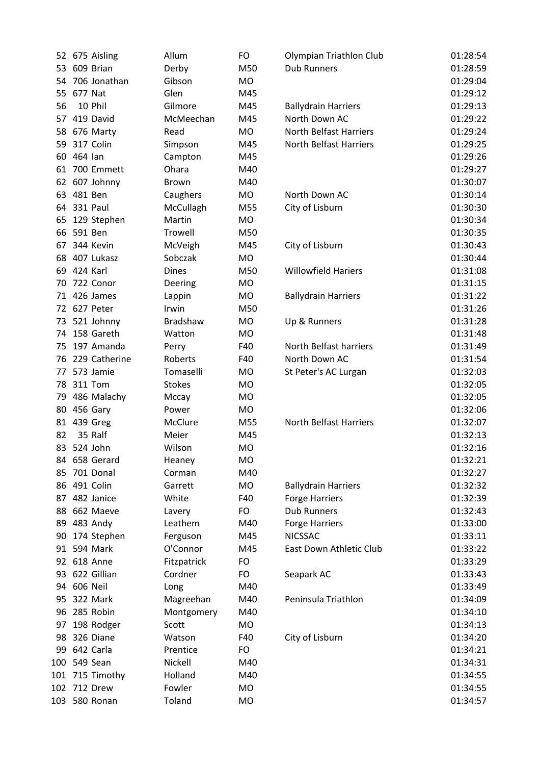| | | | | | | |
|---|---|---|---|---|---|---|
| 52 | 675 | Aisling | Allum | FO | Olympian Triathlon Club | 01:28:54 |
| 53 | 609 | Brian | Derby | M50 | Dub Runners | 01:28:59 |
| 54 | 706 | Jonathan | Gibson | MO | | 01:29:04 |
| 55 | 677 | Nat | Glen | M45 | | 01:29:12 |
| 56 | 10 | Phil | Gilmore | M45 | Ballydrain Harriers | 01:29:13 |
| 57 | 419 | David | McMeechan | M45 | North Down AC | 01:29:22 |
| 58 | 676 | Marty | Read | MO | North Belfast Harriers | 01:29:24 |
| 59 | 317 | Colin | Simpson | M45 | North Belfast Harriers | 01:29:25 |
| 60 | 464 | Ian | Campton | M45 | | 01:29:26 |
| 61 | 700 | Emmett | Ohara | M40 | | 01:29:27 |
| 62 | 607 | Johnny | Brown | M40 | | 01:30:07 |
| 63 | 481 | Ben | Caughers | MO | North Down AC | 01:30:14 |
| 64 | 331 | Paul | McCullagh | M55 | City of Lisburn | 01:30:30 |
| 65 | 129 | Stephen | Martin | MO | | 01:30:34 |
| 66 | 591 | Ben | Trowell | M50 | | 01:30:35 |
| 67 | 344 | Kevin | McVeigh | M45 | City of Lisburn | 01:30:43 |
| 68 | 407 | Lukasz | Sobczak | MO | | 01:30:44 |
| 69 | 424 | Karl | Dines | M50 | Willowfield Hariers | 01:31:08 |
| 70 | 722 | Conor | Deering | MO | | 01:31:15 |
| 71 | 426 | James | Lappin | MO | Ballydrain Harriers | 01:31:22 |
| 72 | 627 | Peter | Irwin | M50 | | 01:31:26 |
| 73 | 521 | Johnny | Bradshaw | MO | Up & Runners | 01:31:28 |
| 74 | 158 | Gareth | Watton | MO | | 01:31:48 |
| 75 | 197 | Amanda | Perry | F40 | North Belfast harriers | 01:31:49 |
| 76 | 229 | Catherine | Roberts | F40 | North Down AC | 01:31:54 |
| 77 | 573 | Jamie | Tomaselli | MO | St Peter's AC Lurgan | 01:32:03 |
| 78 | 311 | Tom | Stokes | MO | | 01:32:05 |
| 79 | 486 | Malachy | Mccay | MO | | 01:32:05 |
| 80 | 456 | Gary | Power | MO | | 01:32:06 |
| 81 | 439 | Greg | McClure | M55 | North Belfast Harriers | 01:32:07 |
| 82 | 35 | Ralf | Meier | M45 | | 01:32:13 |
| 83 | 524 | John | Wilson | MO | | 01:32:16 |
| 84 | 658 | Gerard | Heaney | MO | | 01:32:21 |
| 85 | 701 | Donal | Corman | M40 | | 01:32:27 |
| 86 | 491 | Colin | Garrett | MO | Ballydrain Harriers | 01:32:32 |
| 87 | 482 | Janice | White | F40 | Forge Harriers | 01:32:39 |
| 88 | 662 | Maeve | Lavery | FO | Dub Runners | 01:32:43 |
| 89 | 483 | Andy | Leathem | M40 | Forge Harriers | 01:33:00 |
| 90 | 174 | Stephen | Ferguson | M45 | NICSSAC | 01:33:11 |
| 91 | 594 | Mark | O'Connor | M45 | East Down Athletic Club | 01:33:22 |
| 92 | 618 | Anne | Fitzpatrick | FO | | 01:33:29 |
| 93 | 622 | Gillian | Cordner | FO | Seapark AC | 01:33:43 |
| 94 | 606 | Neil | Long | M40 | | 01:33:49 |
| 95 | 322 | Mark | Magreehan | M40 | Peninsula Triathlon | 01:34:09 |
| 96 | 285 | Robin | Montgomery | M40 | | 01:34:10 |
| 97 | 198 | Rodger | Scott | MO | | 01:34:13 |
| 98 | 326 | Diane | Watson | F40 | City of Lisburn | 01:34:20 |
| 99 | 642 | Carla | Prentice | FO | | 01:34:21 |
| 100 | 549 | Sean | Nickell | M40 | | 01:34:31 |
| 101 | 715 | Timothy | Holland | M40 | | 01:34:55 |
| 102 | 712 | Drew | Fowler | MO | | 01:34:55 |
| 103 | 580 | Ronan | Toland | MO | | 01:34:57 |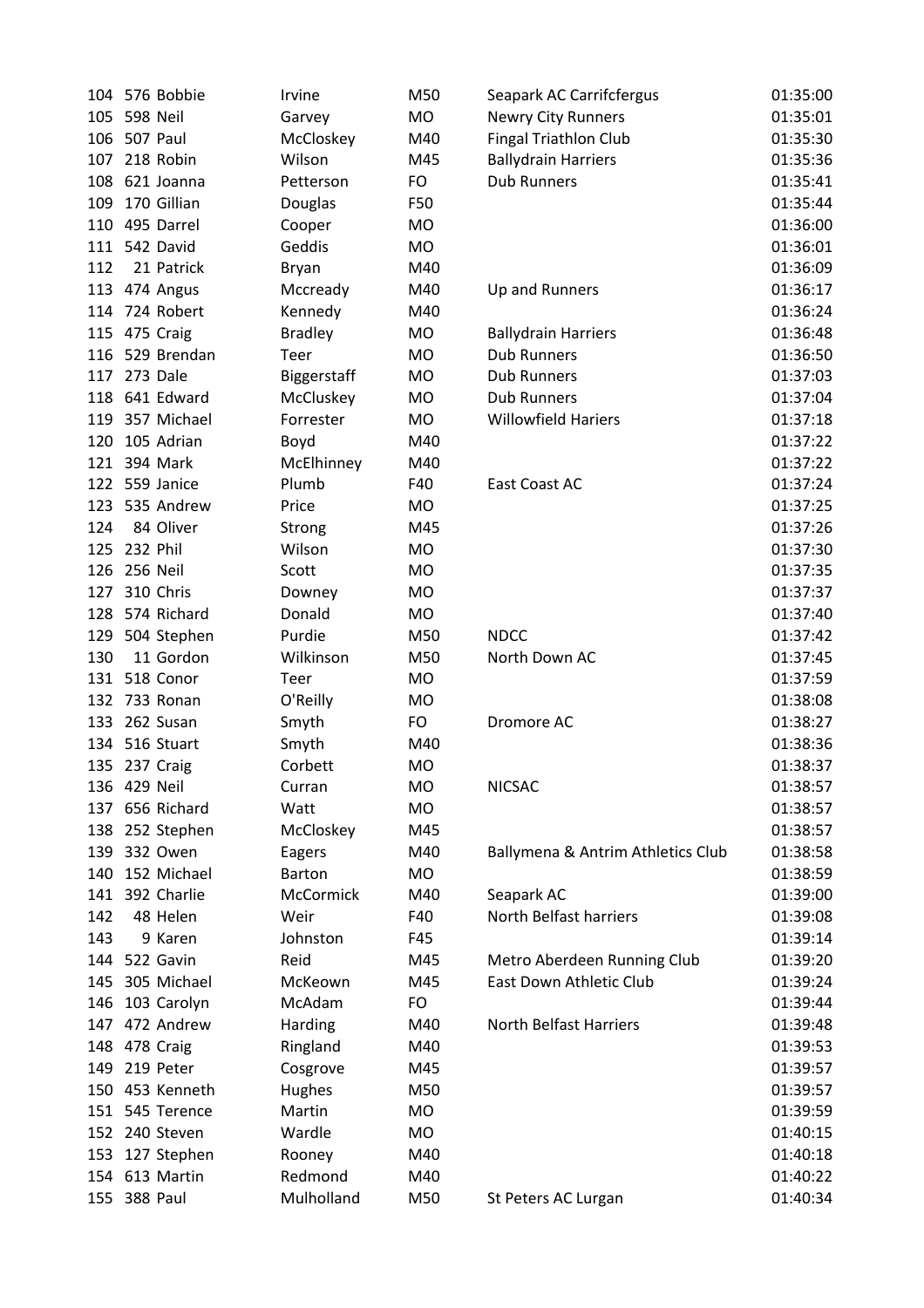| 104 | 576 | Bobbie | Irvine | M50 | Seapark AC Carrifcfergus | 01:35:00 |
|---|---|---|---|---|---|---|
| 105 | 598 | Neil | Garvey | MO | Newry City Runners | 01:35:01 |
| 106 | 507 | Paul | McCloskey | M40 | Fingal Triathlon Club | 01:35:30 |
| 107 | 218 | Robin | Wilson | M45 | Ballydrain Harriers | 01:35:36 |
| 108 | 621 | Joanna | Petterson | FO | Dub Runners | 01:35:41 |
| 109 | 170 | Gillian | Douglas | F50 | | 01:35:44 |
| 110 | 495 | Darrel | Cooper | MO | | 01:36:00 |
| 111 | 542 | David | Geddis | MO | | 01:36:01 |
| 112 | 21 | Patrick | Bryan | M40 | | 01:36:09 |
| 113 | 474 | Angus | Mccready | M40 | Up and Runners | 01:36:17 |
| 114 | 724 | Robert | Kennedy | M40 | | 01:36:24 |
| 115 | 475 | Craig | Bradley | MO | Ballydrain Harriers | 01:36:48 |
| 116 | 529 | Brendan | Teer | MO | Dub Runners | 01:36:50 |
| 117 | 273 | Dale | Biggerstaff | MO | Dub Runners | 01:37:03 |
| 118 | 641 | Edward | McCluskey | MO | Dub Runners | 01:37:04 |
| 119 | 357 | Michael | Forrester | MO | Willowfield Hariers | 01:37:18 |
| 120 | 105 | Adrian | Boyd | M40 | | 01:37:22 |
| 121 | 394 | Mark | McElhinney | M40 | | 01:37:22 |
| 122 | 559 | Janice | Plumb | F40 | East Coast AC | 01:37:24 |
| 123 | 535 | Andrew | Price | MO | | 01:37:25 |
| 124 | 84 | Oliver | Strong | M45 | | 01:37:26 |
| 125 | 232 | Phil | Wilson | MO | | 01:37:30 |
| 126 | 256 | Neil | Scott | MO | | 01:37:35 |
| 127 | 310 | Chris | Downey | MO | | 01:37:37 |
| 128 | 574 | Richard | Donald | MO | | 01:37:40 |
| 129 | 504 | Stephen | Purdie | M50 | NDCC | 01:37:42 |
| 130 | 11 | Gordon | Wilkinson | M50 | North Down AC | 01:37:45 |
| 131 | 518 | Conor | Teer | MO | | 01:37:59 |
| 132 | 733 | Ronan | O'Reilly | MO | | 01:38:08 |
| 133 | 262 | Susan | Smyth | FO | Dromore AC | 01:38:27 |
| 134 | 516 | Stuart | Smyth | M40 | | 01:38:36 |
| 135 | 237 | Craig | Corbett | MO | | 01:38:37 |
| 136 | 429 | Neil | Curran | MO | NICSAC | 01:38:57 |
| 137 | 656 | Richard | Watt | MO | | 01:38:57 |
| 138 | 252 | Stephen | McCloskey | M45 | | 01:38:57 |
| 139 | 332 | Owen | Eagers | M40 | Ballymena & Antrim Athletics Club | 01:38:58 |
| 140 | 152 | Michael | Barton | MO | | 01:38:59 |
| 141 | 392 | Charlie | McCormick | M40 | Seapark AC | 01:39:00 |
| 142 | 48 | Helen | Weir | F40 | North Belfast harriers | 01:39:08 |
| 143 | 9 | Karen | Johnston | F45 | | 01:39:14 |
| 144 | 522 | Gavin | Reid | M45 | Metro Aberdeen Running Club | 01:39:20 |
| 145 | 305 | Michael | McKeown | M45 | East Down Athletic Club | 01:39:24 |
| 146 | 103 | Carolyn | McAdam | FO | | 01:39:44 |
| 147 | 472 | Andrew | Harding | M40 | North Belfast Harriers | 01:39:48 |
| 148 | 478 | Craig | Ringland | M40 | | 01:39:53 |
| 149 | 219 | Peter | Cosgrove | M45 | | 01:39:57 |
| 150 | 453 | Kenneth | Hughes | M50 | | 01:39:57 |
| 151 | 545 | Terence | Martin | MO | | 01:39:59 |
| 152 | 240 | Steven | Wardle | MO | | 01:40:15 |
| 153 | 127 | Stephen | Rooney | M40 | | 01:40:18 |
| 154 | 613 | Martin | Redmond | M40 | | 01:40:22 |
| 155 | 388 | Paul | Mulholland | M50 | St Peters AC Lurgan | 01:40:34 |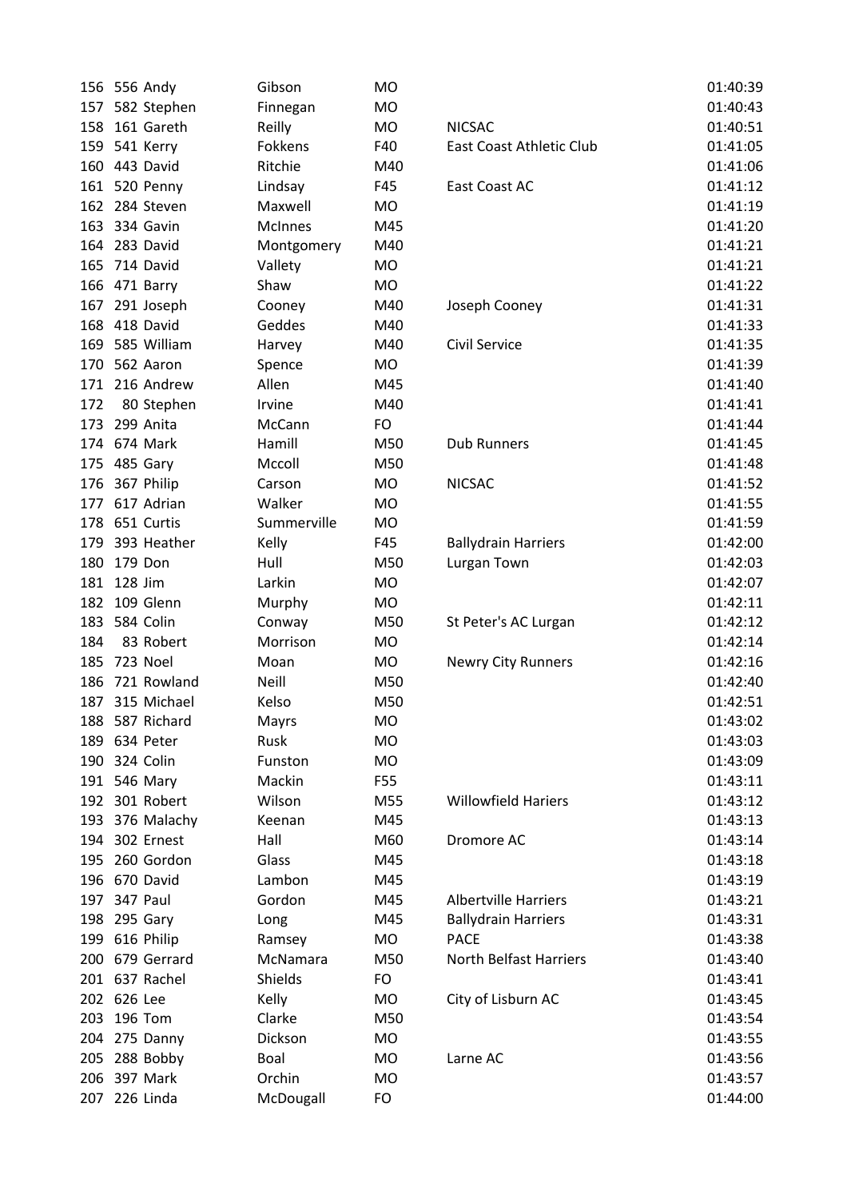| | | | | | | |
|---|---|---|---|---|---|---|
| 156 | 556 | Andy | Gibson | MO | | 01:40:39 |
| 157 | 582 | Stephen | Finnegan | MO | | 01:40:43 |
| 158 | 161 | Gareth | Reilly | MO | NICSAC | 01:40:51 |
| 159 | 541 | Kerry | Fokkens | F40 | East Coast Athletic Club | 01:41:05 |
| 160 | 443 | David | Ritchie | M40 | | 01:41:06 |
| 161 | 520 | Penny | Lindsay | F45 | East Coast AC | 01:41:12 |
| 162 | 284 | Steven | Maxwell | MO | | 01:41:19 |
| 163 | 334 | Gavin | McInnes | M45 | | 01:41:20 |
| 164 | 283 | David | Montgomery | M40 | | 01:41:21 |
| 165 | 714 | David | Vallety | MO | | 01:41:21 |
| 166 | 471 | Barry | Shaw | MO | | 01:41:22 |
| 167 | 291 | Joseph | Cooney | M40 | Joseph Cooney | 01:41:31 |
| 168 | 418 | David | Geddes | M40 | | 01:41:33 |
| 169 | 585 | William | Harvey | M40 | Civil Service | 01:41:35 |
| 170 | 562 | Aaron | Spence | MO | | 01:41:39 |
| 171 | 216 | Andrew | Allen | M45 | | 01:41:40 |
| 172 | 80 | Stephen | Irvine | M40 | | 01:41:41 |
| 173 | 299 | Anita | McCann | FO | | 01:41:44 |
| 174 | 674 | Mark | Hamill | M50 | Dub Runners | 01:41:45 |
| 175 | 485 | Gary | Mccoll | M50 | | 01:41:48 |
| 176 | 367 | Philip | Carson | MO | NICSAC | 01:41:52 |
| 177 | 617 | Adrian | Walker | MO | | 01:41:55 |
| 178 | 651 | Curtis | Summerville | MO | | 01:41:59 |
| 179 | 393 | Heather | Kelly | F45 | Ballydrain Harriers | 01:42:00 |
| 180 | 179 | Don | Hull | M50 | Lurgan Town | 01:42:03 |
| 181 | 128 | Jim | Larkin | MO | | 01:42:07 |
| 182 | 109 | Glenn | Murphy | MO | | 01:42:11 |
| 183 | 584 | Colin | Conway | M50 | St Peter's AC Lurgan | 01:42:12 |
| 184 | 83 | Robert | Morrison | MO | | 01:42:14 |
| 185 | 723 | Noel | Moan | MO | Newry City Runners | 01:42:16 |
| 186 | 721 | Rowland | Neill | M50 | | 01:42:40 |
| 187 | 315 | Michael | Kelso | M50 | | 01:42:51 |
| 188 | 587 | Richard | Mayrs | MO | | 01:43:02 |
| 189 | 634 | Peter | Rusk | MO | | 01:43:03 |
| 190 | 324 | Colin | Funston | MO | | 01:43:09 |
| 191 | 546 | Mary | Mackin | F55 | | 01:43:11 |
| 192 | 301 | Robert | Wilson | M55 | Willowfield Hariers | 01:43:12 |
| 193 | 376 | Malachy | Keenan | M45 | | 01:43:13 |
| 194 | 302 | Ernest | Hall | M60 | Dromore AC | 01:43:14 |
| 195 | 260 | Gordon | Glass | M45 | | 01:43:18 |
| 196 | 670 | David | Lambon | M45 | | 01:43:19 |
| 197 | 347 | Paul | Gordon | M45 | Albertville Harriers | 01:43:21 |
| 198 | 295 | Gary | Long | M45 | Ballydrain Harriers | 01:43:31 |
| 199 | 616 | Philip | Ramsey | MO | PACE | 01:43:38 |
| 200 | 679 | Gerrard | McNamara | M50 | North Belfast Harriers | 01:43:40 |
| 201 | 637 | Rachel | Shields | FO | | 01:43:41 |
| 202 | 626 | Lee | Kelly | MO | City of Lisburn AC | 01:43:45 |
| 203 | 196 | Tom | Clarke | M50 | | 01:43:54 |
| 204 | 275 | Danny | Dickson | MO | | 01:43:55 |
| 205 | 288 | Bobby | Boal | MO | Larne AC | 01:43:56 |
| 206 | 397 | Mark | Orchin | MO | | 01:43:57 |
| 207 | 226 | Linda | McDougall | FO | | 01:44:00 |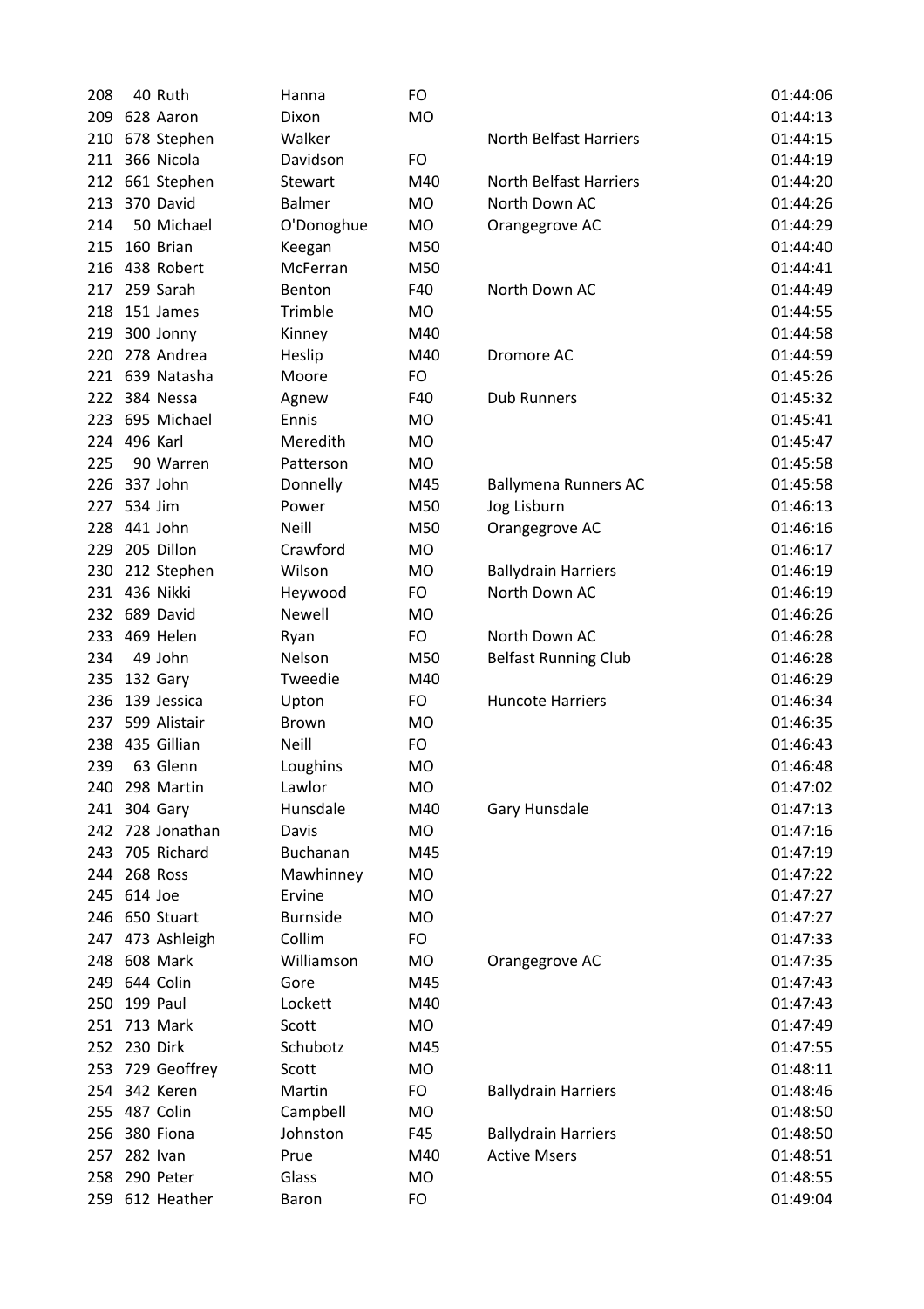| | | | | | | |
|---|---|---|---|---|---|---|
| 208 | 40 | Ruth | Hanna | FO | | 01:44:06 |
| 209 | 628 | Aaron | Dixon | MO | | 01:44:13 |
| 210 | 678 | Stephen | Walker | | North Belfast Harriers | 01:44:15 |
| 211 | 366 | Nicola | Davidson | FO | | 01:44:19 |
| 212 | 661 | Stephen | Stewart | M40 | North Belfast Harriers | 01:44:20 |
| 213 | 370 | David | Balmer | MO | North Down AC | 01:44:26 |
| 214 | 50 | Michael | O'Donoghue | MO | Orangegrove AC | 01:44:29 |
| 215 | 160 | Brian | Keegan | M50 | | 01:44:40 |
| 216 | 438 | Robert | McFerran | M50 | | 01:44:41 |
| 217 | 259 | Sarah | Benton | F40 | North Down AC | 01:44:49 |
| 218 | 151 | James | Trimble | MO | | 01:44:55 |
| 219 | 300 | Jonny | Kinney | M40 | | 01:44:58 |
| 220 | 278 | Andrea | Heslip | M40 | Dromore AC | 01:44:59 |
| 221 | 639 | Natasha | Moore | FO | | 01:45:26 |
| 222 | 384 | Nessa | Agnew | F40 | Dub Runners | 01:45:32 |
| 223 | 695 | Michael | Ennis | MO | | 01:45:41 |
| 224 | 496 | Karl | Meredith | MO | | 01:45:47 |
| 225 | 90 | Warren | Patterson | MO | | 01:45:58 |
| 226 | 337 | John | Donnelly | M45 | Ballymena Runners AC | 01:45:58 |
| 227 | 534 | Jim | Power | M50 | Jog Lisburn | 01:46:13 |
| 228 | 441 | John | Neill | M50 | Orangegrove AC | 01:46:16 |
| 229 | 205 | Dillon | Crawford | MO | | 01:46:17 |
| 230 | 212 | Stephen | Wilson | MO | Ballydrain Harriers | 01:46:19 |
| 231 | 436 | Nikki | Heywood | FO | North Down AC | 01:46:19 |
| 232 | 689 | David | Newell | MO | | 01:46:26 |
| 233 | 469 | Helen | Ryan | FO | North Down AC | 01:46:28 |
| 234 | 49 | John | Nelson | M50 | Belfast Running Club | 01:46:28 |
| 235 | 132 | Gary | Tweedie | M40 | | 01:46:29 |
| 236 | 139 | Jessica | Upton | FO | Huncote Harriers | 01:46:34 |
| 237 | 599 | Alistair | Brown | MO | | 01:46:35 |
| 238 | 435 | Gillian | Neill | FO | | 01:46:43 |
| 239 | 63 | Glenn | Loughins | MO | | 01:46:48 |
| 240 | 298 | Martin | Lawlor | MO | | 01:47:02 |
| 241 | 304 | Gary | Hunsdale | M40 | Gary Hunsdale | 01:47:13 |
| 242 | 728 | Jonathan | Davis | MO | | 01:47:16 |
| 243 | 705 | Richard | Buchanan | M45 | | 01:47:19 |
| 244 | 268 | Ross | Mawhinney | MO | | 01:47:22 |
| 245 | 614 | Joe | Ervine | MO | | 01:47:27 |
| 246 | 650 | Stuart | Burnside | MO | | 01:47:27 |
| 247 | 473 | Ashleigh | Collim | FO | | 01:47:33 |
| 248 | 608 | Mark | Williamson | MO | Orangegrove AC | 01:47:35 |
| 249 | 644 | Colin | Gore | M45 | | 01:47:43 |
| 250 | 199 | Paul | Lockett | M40 | | 01:47:43 |
| 251 | 713 | Mark | Scott | MO | | 01:47:49 |
| 252 | 230 | Dirk | Schubotz | M45 | | 01:47:55 |
| 253 | 729 | Geoffrey | Scott | MO | | 01:48:11 |
| 254 | 342 | Keren | Martin | FO | Ballydrain Harriers | 01:48:46 |
| 255 | 487 | Colin | Campbell | MO | | 01:48:50 |
| 256 | 380 | Fiona | Johnston | F45 | Ballydrain Harriers | 01:48:50 |
| 257 | 282 | Ivan | Prue | M40 | Active Msers | 01:48:51 |
| 258 | 290 | Peter | Glass | MO | | 01:48:55 |
| 259 | 612 | Heather | Baron | FO | | 01:49:04 |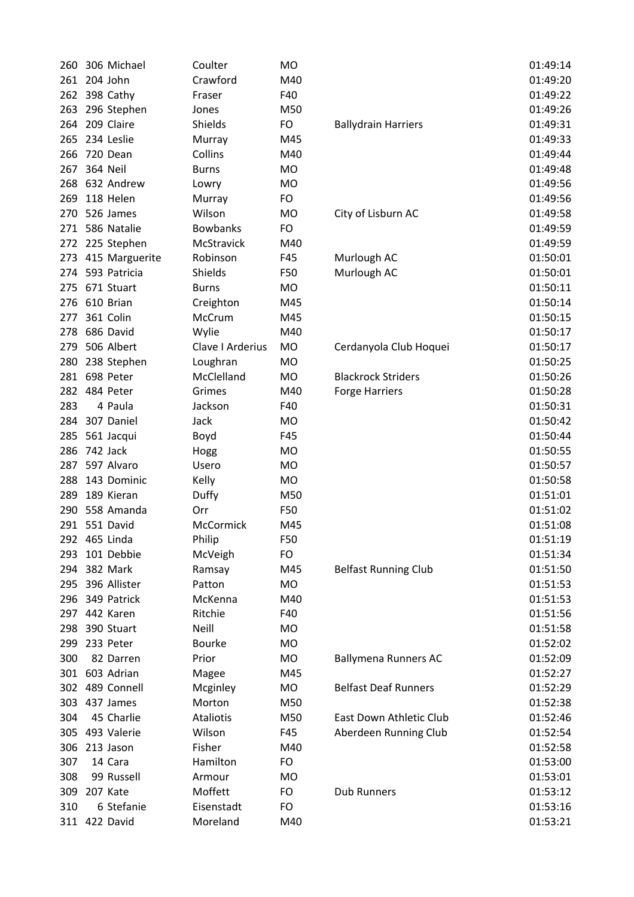| | | | | | | |
|---|---|---|---|---|---|---|
| 260 | 306 | Michael | Coulter | MO | | 01:49:14 |
| 261 | 204 | John | Crawford | M40 | | 01:49:20 |
| 262 | 398 | Cathy | Fraser | F40 | | 01:49:22 |
| 263 | 296 | Stephen | Jones | M50 | | 01:49:26 |
| 264 | 209 | Claire | Shields | FO | Ballydrain Harriers | 01:49:31 |
| 265 | 234 | Leslie | Murray | M45 | | 01:49:33 |
| 266 | 720 | Dean | Collins | M40 | | 01:49:44 |
| 267 | 364 | Neil | Burns | MO | | 01:49:48 |
| 268 | 632 | Andrew | Lowry | MO | | 01:49:56 |
| 269 | 118 | Helen | Murray | FO | | 01:49:56 |
| 270 | 526 | James | Wilson | MO | City of Lisburn AC | 01:49:58 |
| 271 | 586 | Natalie | Bowbanks | FO | | 01:49:59 |
| 272 | 225 | Stephen | McStravick | M40 | | 01:49:59 |
| 273 | 415 | Marguerite | Robinson | F45 | Murlough AC | 01:50:01 |
| 274 | 593 | Patricia | Shields | F50 | Murlough AC | 01:50:01 |
| 275 | 671 | Stuart | Burns | MO | | 01:50:11 |
| 276 | 610 | Brian | Creighton | M45 | | 01:50:14 |
| 277 | 361 | Colin | McCrum | M45 | | 01:50:15 |
| 278 | 686 | David | Wylie | M40 | | 01:50:17 |
| 279 | 506 | Albert | Clave I Arderius | MO | Cerdanyola Club Hoquei | 01:50:17 |
| 280 | 238 | Stephen | Loughran | MO | | 01:50:25 |
| 281 | 698 | Peter | McClelland | MO | Blackrock Striders | 01:50:26 |
| 282 | 484 | Peter | Grimes | M40 | Forge Harriers | 01:50:28 |
| 283 | 4 | Paula | Jackson | F40 | | 01:50:31 |
| 284 | 307 | Daniel | Jack | MO | | 01:50:42 |
| 285 | 561 | Jacqui | Boyd | F45 | | 01:50:44 |
| 286 | 742 | Jack | Hogg | MO | | 01:50:55 |
| 287 | 597 | Alvaro | Usero | MO | | 01:50:57 |
| 288 | 143 | Dominic | Kelly | MO | | 01:50:58 |
| 289 | 189 | Kieran | Duffy | M50 | | 01:51:01 |
| 290 | 558 | Amanda | Orr | F50 | | 01:51:02 |
| 291 | 551 | David | McCormick | M45 | | 01:51:08 |
| 292 | 465 | Linda | Philip | F50 | | 01:51:19 |
| 293 | 101 | Debbie | McVeigh | FO | | 01:51:34 |
| 294 | 382 | Mark | Ramsay | M45 | Belfast Running Club | 01:51:50 |
| 295 | 396 | Allister | Patton | MO | | 01:51:53 |
| 296 | 349 | Patrick | McKenna | M40 | | 01:51:53 |
| 297 | 442 | Karen | Ritchie | F40 | | 01:51:56 |
| 298 | 390 | Stuart | Neill | MO | | 01:51:58 |
| 299 | 233 | Peter | Bourke | MO | | 01:52:02 |
| 300 | 82 | Darren | Prior | MO | Ballymena Runners AC | 01:52:09 |
| 301 | 603 | Adrian | Magee | M45 | | 01:52:27 |
| 302 | 489 | Connell | Mcginley | MO | Belfast Deaf Runners | 01:52:29 |
| 303 | 437 | James | Morton | M50 | | 01:52:38 |
| 304 | 45 | Charlie | Ataliotis | M50 | East Down Athletic Club | 01:52:46 |
| 305 | 493 | Valerie | Wilson | F45 | Aberdeen Running Club | 01:52:54 |
| 306 | 213 | Jason | Fisher | M40 | | 01:52:58 |
| 307 | 14 | Cara | Hamilton | FO | | 01:53:00 |
| 308 | 99 | Russell | Armour | MO | | 01:53:01 |
| 309 | 207 | Kate | Moffett | FO | Dub Runners | 01:53:12 |
| 310 | 6 | Stefanie | Eisenstadt | FO | | 01:53:16 |
| 311 | 422 | David | Moreland | M40 | | 01:53:21 |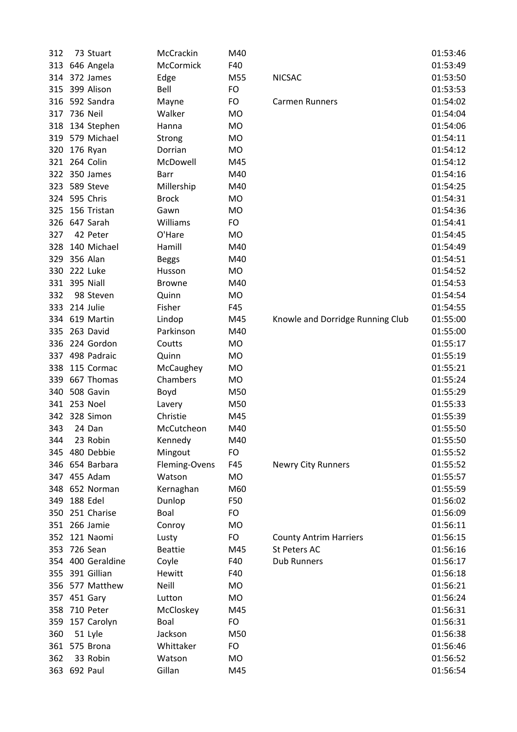| | | | | | | |
|---|---|---|---|---|---|---|
| 312 | 73 | Stuart | McCrackin | M40 | | 01:53:46 |
| 313 | 646 | Angela | McCormick | F40 | | 01:53:49 |
| 314 | 372 | James | Edge | M55 | NICSAC | 01:53:50 |
| 315 | 399 | Alison | Bell | FO | | 01:53:53 |
| 316 | 592 | Sandra | Mayne | FO | Carmen Runners | 01:54:02 |
| 317 | 736 | Neil | Walker | MO | | 01:54:04 |
| 318 | 134 | Stephen | Hanna | MO | | 01:54:06 |
| 319 | 579 | Michael | Strong | MO | | 01:54:11 |
| 320 | 176 | Ryan | Dorrian | MO | | 01:54:12 |
| 321 | 264 | Colin | McDowell | M45 | | 01:54:12 |
| 322 | 350 | James | Barr | M40 | | 01:54:16 |
| 323 | 589 | Steve | Millership | M40 | | 01:54:25 |
| 324 | 595 | Chris | Brock | MO | | 01:54:31 |
| 325 | 156 | Tristan | Gawn | MO | | 01:54:36 |
| 326 | 647 | Sarah | Williams | FO | | 01:54:41 |
| 327 | 42 | Peter | O'Hare | MO | | 01:54:45 |
| 328 | 140 | Michael | Hamill | M40 | | 01:54:49 |
| 329 | 356 | Alan | Beggs | M40 | | 01:54:51 |
| 330 | 222 | Luke | Husson | MO | | 01:54:52 |
| 331 | 395 | Niall | Browne | M40 | | 01:54:53 |
| 332 | 98 | Steven | Quinn | MO | | 01:54:54 |
| 333 | 214 | Julie | Fisher | F45 | | 01:54:55 |
| 334 | 619 | Martin | Lindop | M45 | Knowle and Dorridge Running Club | 01:55:00 |
| 335 | 263 | David | Parkinson | M40 | | 01:55:00 |
| 336 | 224 | Gordon | Coutts | MO | | 01:55:17 |
| 337 | 498 | Padraic | Quinn | MO | | 01:55:19 |
| 338 | 115 | Cormac | McCaughey | MO | | 01:55:21 |
| 339 | 667 | Thomas | Chambers | MO | | 01:55:24 |
| 340 | 508 | Gavin | Boyd | M50 | | 01:55:29 |
| 341 | 253 | Noel | Lavery | M50 | | 01:55:33 |
| 342 | 328 | Simon | Christie | M45 | | 01:55:39 |
| 343 | 24 | Dan | McCutcheon | M40 | | 01:55:50 |
| 344 | 23 | Robin | Kennedy | M40 | | 01:55:50 |
| 345 | 480 | Debbie | Mingout | FO | | 01:55:52 |
| 346 | 654 | Barbara | Fleming-Ovens | F45 | Newry City Runners | 01:55:52 |
| 347 | 455 | Adam | Watson | MO | | 01:55:57 |
| 348 | 652 | Norman | Kernaghan | M60 | | 01:55:59 |
| 349 | 188 | Edel | Dunlop | F50 | | 01:56:02 |
| 350 | 251 | Charise | Boal | FO | | 01:56:09 |
| 351 | 266 | Jamie | Conroy | MO | | 01:56:11 |
| 352 | 121 | Naomi | Lusty | FO | County Antrim Harriers | 01:56:15 |
| 353 | 726 | Sean | Beattie | M45 | St Peters AC | 01:56:16 |
| 354 | 400 | Geraldine | Coyle | F40 | Dub Runners | 01:56:17 |
| 355 | 391 | Gillian | Hewitt | F40 | | 01:56:18 |
| 356 | 577 | Matthew | Neill | MO | | 01:56:21 |
| 357 | 451 | Gary | Lutton | MO | | 01:56:24 |
| 358 | 710 | Peter | McCloskey | M45 | | 01:56:31 |
| 359 | 157 | Carolyn | Boal | FO | | 01:56:31 |
| 360 | 51 | Lyle | Jackson | M50 | | 01:56:38 |
| 361 | 575 | Brona | Whittaker | FO | | 01:56:46 |
| 362 | 33 | Robin | Watson | MO | | 01:56:52 |
| 363 | 692 | Paul | Gillan | M45 | | 01:56:54 |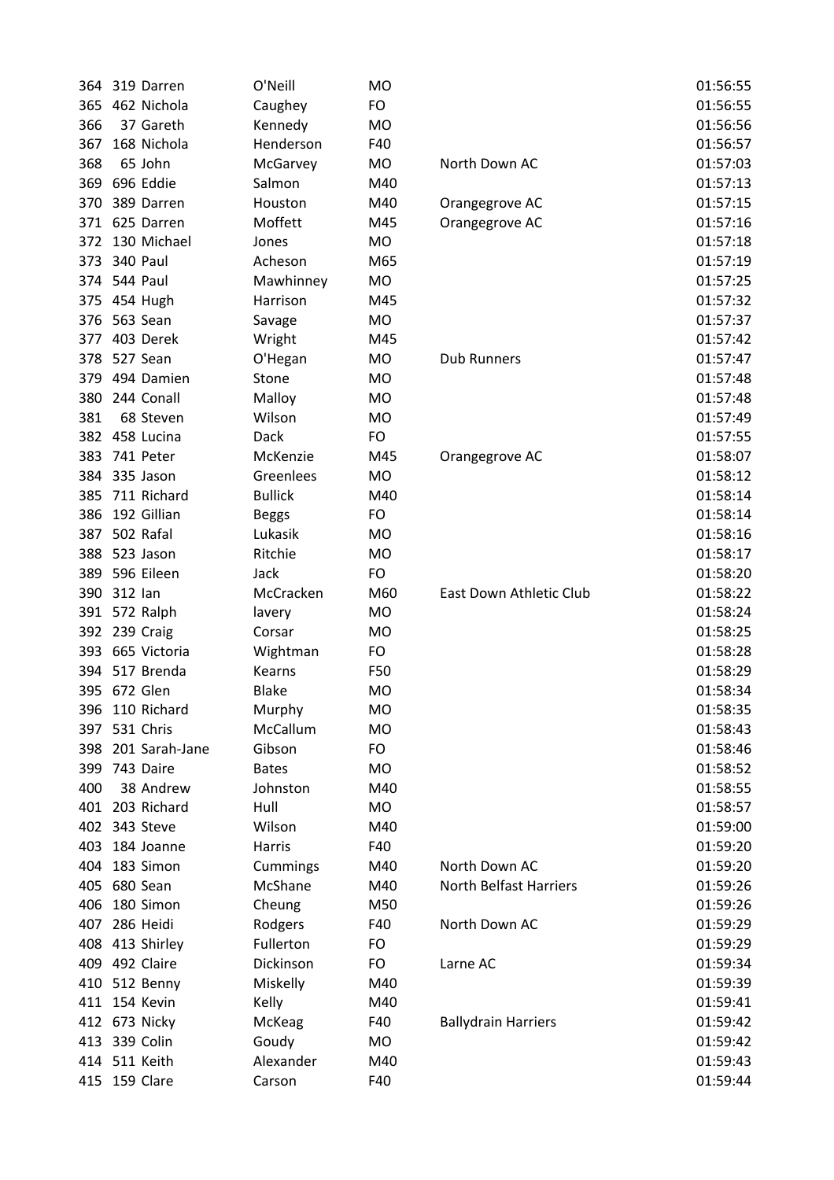| | | | | | | |
|---|---|---|---|---|---|---|
| 364 | 319 | Darren | O'Neill | MO | | 01:56:55 |
| 365 | 462 | Nichola | Caughey | FO | | 01:56:55 |
| 366 | 37 | Gareth | Kennedy | MO | | 01:56:56 |
| 367 | 168 | Nichola | Henderson | F40 | | 01:56:57 |
| 368 | 65 | John | McGarvey | MO | North Down AC | 01:57:03 |
| 369 | 696 | Eddie | Salmon | M40 | | 01:57:13 |
| 370 | 389 | Darren | Houston | M40 | Orangegrove AC | 01:57:15 |
| 371 | 625 | Darren | Moffett | M45 | Orangegrove AC | 01:57:16 |
| 372 | 130 | Michael | Jones | MO | | 01:57:18 |
| 373 | 340 | Paul | Acheson | M65 | | 01:57:19 |
| 374 | 544 | Paul | Mawhinney | MO | | 01:57:25 |
| 375 | 454 | Hugh | Harrison | M45 | | 01:57:32 |
| 376 | 563 | Sean | Savage | MO | | 01:57:37 |
| 377 | 403 | Derek | Wright | M45 | | 01:57:42 |
| 378 | 527 | Sean | O'Hegan | MO | Dub Runners | 01:57:47 |
| 379 | 494 | Damien | Stone | MO | | 01:57:48 |
| 380 | 244 | Conall | Malloy | MO | | 01:57:48 |
| 381 | 68 | Steven | Wilson | MO | | 01:57:49 |
| 382 | 458 | Lucina | Dack | FO | | 01:57:55 |
| 383 | 741 | Peter | McKenzie | M45 | Orangegrove AC | 01:58:07 |
| 384 | 335 | Jason | Greenlees | MO | | 01:58:12 |
| 385 | 711 | Richard | Bullick | M40 | | 01:58:14 |
| 386 | 192 | Gillian | Beggs | FO | | 01:58:14 |
| 387 | 502 | Rafal | Lukasik | MO | | 01:58:16 |
| 388 | 523 | Jason | Ritchie | MO | | 01:58:17 |
| 389 | 596 | Eileen | Jack | FO | | 01:58:20 |
| 390 | 312 | Ian | McCracken | M60 | East Down Athletic Club | 01:58:22 |
| 391 | 572 | Ralph | lavery | MO | | 01:58:24 |
| 392 | 239 | Craig | Corsar | MO | | 01:58:25 |
| 393 | 665 | Victoria | Wightman | FO | | 01:58:28 |
| 394 | 517 | Brenda | Kearns | F50 | | 01:58:29 |
| 395 | 672 | Glen | Blake | MO | | 01:58:34 |
| 396 | 110 | Richard | Murphy | MO | | 01:58:35 |
| 397 | 531 | Chris | McCallum | MO | | 01:58:43 |
| 398 | 201 | Sarah-Jane | Gibson | FO | | 01:58:46 |
| 399 | 743 | Daire | Bates | MO | | 01:58:52 |
| 400 | 38 | Andrew | Johnston | M40 | | 01:58:55 |
| 401 | 203 | Richard | Hull | MO | | 01:58:57 |
| 402 | 343 | Steve | Wilson | M40 | | 01:59:00 |
| 403 | 184 | Joanne | Harris | F40 | | 01:59:20 |
| 404 | 183 | Simon | Cummings | M40 | North Down AC | 01:59:20 |
| 405 | 680 | Sean | McShane | M40 | North Belfast Harriers | 01:59:26 |
| 406 | 180 | Simon | Cheung | M50 | | 01:59:26 |
| 407 | 286 | Heidi | Rodgers | F40 | North Down AC | 01:59:29 |
| 408 | 413 | Shirley | Fullerton | FO | | 01:59:29 |
| 409 | 492 | Claire | Dickinson | FO | Larne AC | 01:59:34 |
| 410 | 512 | Benny | Miskelly | M40 | | 01:59:39 |
| 411 | 154 | Kevin | Kelly | M40 | | 01:59:41 |
| 412 | 673 | Nicky | McKeag | F40 | Ballydrain Harriers | 01:59:42 |
| 413 | 339 | Colin | Goudy | MO | | 01:59:42 |
| 414 | 511 | Keith | Alexander | M40 | | 01:59:43 |
| 415 | 159 | Clare | Carson | F40 | | 01:59:44 |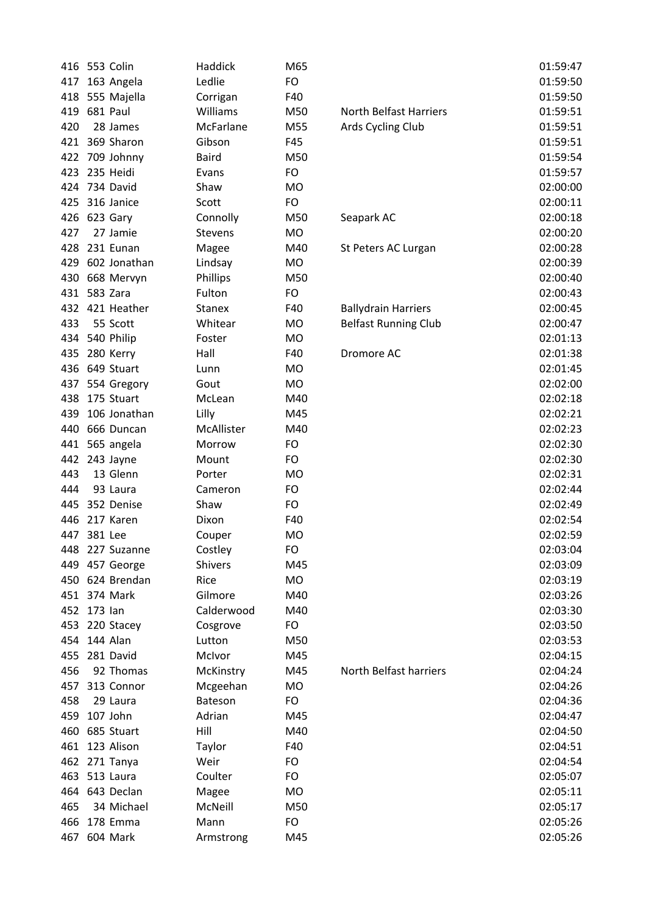| | | | | | | |
|---|---|---|---|---|---|---|
| 416 | 553 | Colin | Haddick | M65 | | 01:59:47 |
| 417 | 163 | Angela | Ledlie | FO | | 01:59:50 |
| 418 | 555 | Majella | Corrigan | F40 | | 01:59:50 |
| 419 | 681 | Paul | Williams | M50 | North Belfast Harriers | 01:59:51 |
| 420 | 28 | James | McFarlane | M55 | Ards Cycling Club | 01:59:51 |
| 421 | 369 | Sharon | Gibson | F45 | | 01:59:51 |
| 422 | 709 | Johnny | Baird | M50 | | 01:59:54 |
| 423 | 235 | Heidi | Evans | FO | | 01:59:57 |
| 424 | 734 | David | Shaw | MO | | 02:00:00 |
| 425 | 316 | Janice | Scott | FO | | 02:00:11 |
| 426 | 623 | Gary | Connolly | M50 | Seapark AC | 02:00:18 |
| 427 | 27 | Jamie | Stevens | MO | | 02:00:20 |
| 428 | 231 | Eunan | Magee | M40 | St Peters AC Lurgan | 02:00:28 |
| 429 | 602 | Jonathan | Lindsay | MO | | 02:00:39 |
| 430 | 668 | Mervyn | Phillips | M50 | | 02:00:40 |
| 431 | 583 | Zara | Fulton | FO | | 02:00:43 |
| 432 | 421 | Heather | Stanex | F40 | Ballydrain Harriers | 02:00:45 |
| 433 | 55 | Scott | Whitear | MO | Belfast Running Club | 02:00:47 |
| 434 | 540 | Philip | Foster | MO | | 02:01:13 |
| 435 | 280 | Kerry | Hall | F40 | Dromore AC | 02:01:38 |
| 436 | 649 | Stuart | Lunn | MO | | 02:01:45 |
| 437 | 554 | Gregory | Gout | MO | | 02:02:00 |
| 438 | 175 | Stuart | McLean | M40 | | 02:02:18 |
| 439 | 106 | Jonathan | Lilly | M45 | | 02:02:21 |
| 440 | 666 | Duncan | McAllister | M40 | | 02:02:23 |
| 441 | 565 | angela | Morrow | FO | | 02:02:30 |
| 442 | 243 | Jayne | Mount | FO | | 02:02:30 |
| 443 | 13 | Glenn | Porter | MO | | 02:02:31 |
| 444 | 93 | Laura | Cameron | FO | | 02:02:44 |
| 445 | 352 | Denise | Shaw | FO | | 02:02:49 |
| 446 | 217 | Karen | Dixon | F40 | | 02:02:54 |
| 447 | 381 | Lee | Couper | MO | | 02:02:59 |
| 448 | 227 | Suzanne | Costley | FO | | 02:03:04 |
| 449 | 457 | George | Shivers | M45 | | 02:03:09 |
| 450 | 624 | Brendan | Rice | MO | | 02:03:19 |
| 451 | 374 | Mark | Gilmore | M40 | | 02:03:26 |
| 452 | 173 | Ian | Calderwood | M40 | | 02:03:30 |
| 453 | 220 | Stacey | Cosgrove | FO | | 02:03:50 |
| 454 | 144 | Alan | Lutton | M50 | | 02:03:53 |
| 455 | 281 | David | McIvor | M45 | | 02:04:15 |
| 456 | 92 | Thomas | McKinstry | M45 | North Belfast harriers | 02:04:24 |
| 457 | 313 | Connor | Mcgeehan | MO | | 02:04:26 |
| 458 | 29 | Laura | Bateson | FO | | 02:04:36 |
| 459 | 107 | John | Adrian | M45 | | 02:04:47 |
| 460 | 685 | Stuart | Hill | M40 | | 02:04:50 |
| 461 | 123 | Alison | Taylor | F40 | | 02:04:51 |
| 462 | 271 | Tanya | Weir | FO | | 02:04:54 |
| 463 | 513 | Laura | Coulter | FO | | 02:05:07 |
| 464 | 643 | Declan | Magee | MO | | 02:05:11 |
| 465 | 34 | Michael | McNeill | M50 | | 02:05:17 |
| 466 | 178 | Emma | Mann | FO | | 02:05:26 |
| 467 | 604 | Mark | Armstrong | M45 | | 02:05:26 |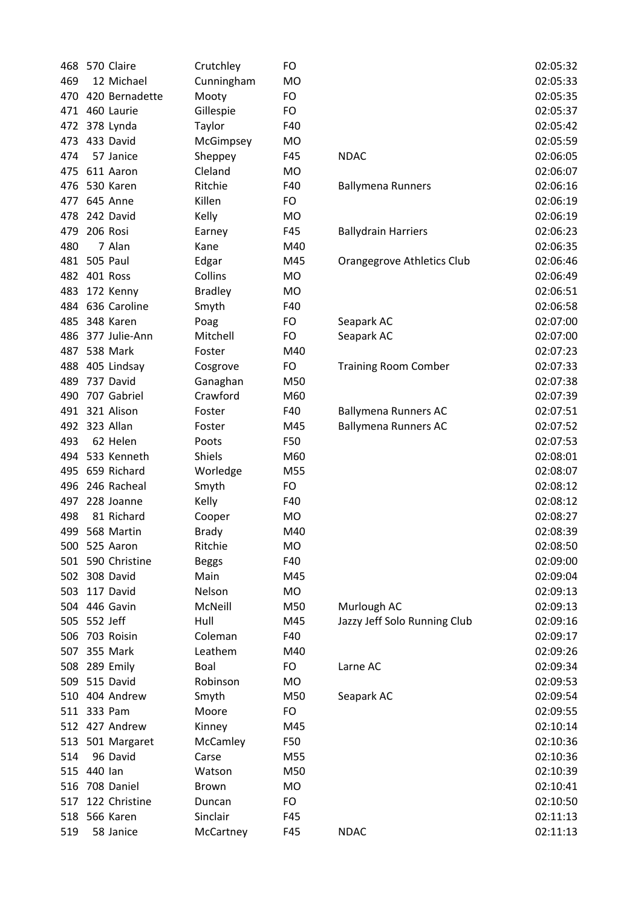| | | | | | | |
|---|---|---|---|---|---|---|
| 468 | 570 | Claire | Crutchley | FO | | 02:05:32 |
| 469 | 12 | Michael | Cunningham | MO | | 02:05:33 |
| 470 | 420 | Bernadette | Mooty | FO | | 02:05:35 |
| 471 | 460 | Laurie | Gillespie | FO | | 02:05:37 |
| 472 | 378 | Lynda | Taylor | F40 | | 02:05:42 |
| 473 | 433 | David | McGimpsey | MO | | 02:05:59 |
| 474 | 57 | Janice | Sheppey | F45 | NDAC | 02:06:05 |
| 475 | 611 | Aaron | Cleland | MO | | 02:06:07 |
| 476 | 530 | Karen | Ritchie | F40 | Ballymena Runners | 02:06:16 |
| 477 | 645 | Anne | Killen | FO | | 02:06:19 |
| 478 | 242 | David | Kelly | MO | | 02:06:19 |
| 479 | 206 | Rosi | Earney | F45 | Ballydrain Harriers | 02:06:23 |
| 480 | 7 | Alan | Kane | M40 | | 02:06:35 |
| 481 | 505 | Paul | Edgar | M45 | Orangegrove Athletics Club | 02:06:46 |
| 482 | 401 | Ross | Collins | MO | | 02:06:49 |
| 483 | 172 | Kenny | Bradley | MO | | 02:06:51 |
| 484 | 636 | Caroline | Smyth | F40 | | 02:06:58 |
| 485 | 348 | Karen | Poag | FO | Seapark AC | 02:07:00 |
| 486 | 377 | Julie-Ann | Mitchell | FO | Seapark AC | 02:07:00 |
| 487 | 538 | Mark | Foster | M40 | | 02:07:23 |
| 488 | 405 | Lindsay | Cosgrove | FO | Training Room Comber | 02:07:33 |
| 489 | 737 | David | Ganaghan | M50 | | 02:07:38 |
| 490 | 707 | Gabriel | Crawford | M60 | | 02:07:39 |
| 491 | 321 | Alison | Foster | F40 | Ballymena Runners AC | 02:07:51 |
| 492 | 323 | Allan | Foster | M45 | Ballymena Runners AC | 02:07:52 |
| 493 | 62 | Helen | Poots | F50 | | 02:07:53 |
| 494 | 533 | Kenneth | Shiels | M60 | | 02:08:01 |
| 495 | 659 | Richard | Worledge | M55 | | 02:08:07 |
| 496 | 246 | Racheal | Smyth | FO | | 02:08:12 |
| 497 | 228 | Joanne | Kelly | F40 | | 02:08:12 |
| 498 | 81 | Richard | Cooper | MO | | 02:08:27 |
| 499 | 568 | Martin | Brady | M40 | | 02:08:39 |
| 500 | 525 | Aaron | Ritchie | MO | | 02:08:50 |
| 501 | 590 | Christine | Beggs | F40 | | 02:09:00 |
| 502 | 308 | David | Main | M45 | | 02:09:04 |
| 503 | 117 | David | Nelson | MO | | 02:09:13 |
| 504 | 446 | Gavin | McNeill | M50 | Murlough AC | 02:09:13 |
| 505 | 552 | Jeff | Hull | M45 | Jazzy Jeff Solo Running Club | 02:09:16 |
| 506 | 703 | Roisin | Coleman | F40 | | 02:09:17 |
| 507 | 355 | Mark | Leathem | M40 | | 02:09:26 |
| 508 | 289 | Emily | Boal | FO | Larne AC | 02:09:34 |
| 509 | 515 | David | Robinson | MO | | 02:09:53 |
| 510 | 404 | Andrew | Smyth | M50 | Seapark AC | 02:09:54 |
| 511 | 333 | Pam | Moore | FO | | 02:09:55 |
| 512 | 427 | Andrew | Kinney | M45 | | 02:10:14 |
| 513 | 501 | Margaret | McCamley | F50 | | 02:10:36 |
| 514 | 96 | David | Carse | M55 | | 02:10:36 |
| 515 | 440 | Ian | Watson | M50 | | 02:10:39 |
| 516 | 708 | Daniel | Brown | MO | | 02:10:41 |
| 517 | 122 | Christine | Duncan | FO | | 02:10:50 |
| 518 | 566 | Karen | Sinclair | F45 | | 02:11:13 |
| 519 | 58 | Janice | McCartney | F45 | NDAC | 02:11:13 |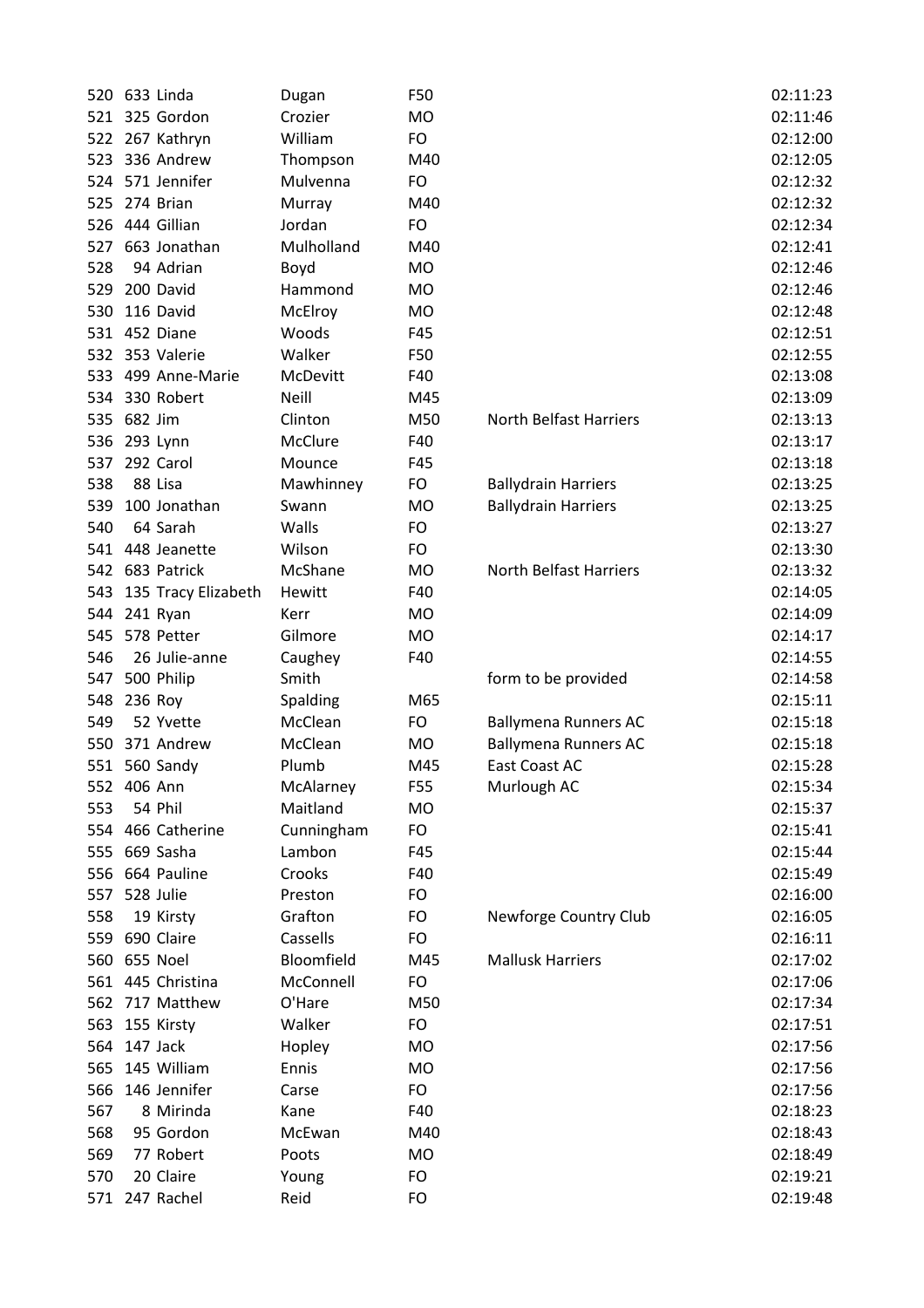| | | | | | | |
|---|---|---|---|---|---|---|
| 520 | 633 | Linda | Dugan | F50 | | 02:11:23 |
| 521 | 325 | Gordon | Crozier | MO | | 02:11:46 |
| 522 | 267 | Kathryn | William | FO | | 02:12:00 |
| 523 | 336 | Andrew | Thompson | M40 | | 02:12:05 |
| 524 | 571 | Jennifer | Mulvenna | FO | | 02:12:32 |
| 525 | 274 | Brian | Murray | M40 | | 02:12:32 |
| 526 | 444 | Gillian | Jordan | FO | | 02:12:34 |
| 527 | 663 | Jonathan | Mulholland | M40 | | 02:12:41 |
| 528 | 94 | Adrian | Boyd | MO | | 02:12:46 |
| 529 | 200 | David | Hammond | MO | | 02:12:46 |
| 530 | 116 | David | McElroy | MO | | 02:12:48 |
| 531 | 452 | Diane | Woods | F45 | | 02:12:51 |
| 532 | 353 | Valerie | Walker | F50 | | 02:12:55 |
| 533 | 499 | Anne-Marie | McDevitt | F40 | | 02:13:08 |
| 534 | 330 | Robert | Neill | M45 | | 02:13:09 |
| 535 | 682 | Jim | Clinton | M50 | North Belfast Harriers | 02:13:13 |
| 536 | 293 | Lynn | McClure | F40 | | 02:13:17 |
| 537 | 292 | Carol | Mounce | F45 | | 02:13:18 |
| 538 | 88 | Lisa | Mawhinney | FO | Ballydrain Harriers | 02:13:25 |
| 539 | 100 | Jonathan | Swann | MO | Ballydrain Harriers | 02:13:25 |
| 540 | 64 | Sarah | Walls | FO | | 02:13:27 |
| 541 | 448 | Jeanette | Wilson | FO | | 02:13:30 |
| 542 | 683 | Patrick | McShane | MO | North Belfast Harriers | 02:13:32 |
| 543 | 135 | Tracy Elizabeth | Hewitt | F40 | | 02:14:05 |
| 544 | 241 | Ryan | Kerr | MO | | 02:14:09 |
| 545 | 578 | Petter | Gilmore | MO | | 02:14:17 |
| 546 | 26 | Julie-anne | Caughey | F40 | | 02:14:55 |
| 547 | 500 | Philip | Smith | | form to be provided | 02:14:58 |
| 548 | 236 | Roy | Spalding | M65 | | 02:15:11 |
| 549 | 52 | Yvette | McClean | FO | Ballymena Runners AC | 02:15:18 |
| 550 | 371 | Andrew | McClean | MO | Ballymena Runners AC | 02:15:18 |
| 551 | 560 | Sandy | Plumb | M45 | East Coast AC | 02:15:28 |
| 552 | 406 | Ann | McAlarney | F55 | Murlough AC | 02:15:34 |
| 553 | 54 | Phil | Maitland | MO | | 02:15:37 |
| 554 | 466 | Catherine | Cunningham | FO | | 02:15:41 |
| 555 | 669 | Sasha | Lambon | F45 | | 02:15:44 |
| 556 | 664 | Pauline | Crooks | F40 | | 02:15:49 |
| 557 | 528 | Julie | Preston | FO | | 02:16:00 |
| 558 | 19 | Kirsty | Grafton | FO | Newforge Country Club | 02:16:05 |
| 559 | 690 | Claire | Cassells | FO | | 02:16:11 |
| 560 | 655 | Noel | Bloomfield | M45 | Mallusk Harriers | 02:17:02 |
| 561 | 445 | Christina | McConnell | FO | | 02:17:06 |
| 562 | 717 | Matthew | O'Hare | M50 | | 02:17:34 |
| 563 | 155 | Kirsty | Walker | FO | | 02:17:51 |
| 564 | 147 | Jack | Hopley | MO | | 02:17:56 |
| 565 | 145 | William | Ennis | MO | | 02:17:56 |
| 566 | 146 | Jennifer | Carse | FO | | 02:17:56 |
| 567 | 8 | Mirinda | Kane | F40 | | 02:18:23 |
| 568 | 95 | Gordon | McEwan | M40 | | 02:18:43 |
| 569 | 77 | Robert | Poots | MO | | 02:18:49 |
| 570 | 20 | Claire | Young | FO | | 02:19:21 |
| 571 | 247 | Rachel | Reid | FO | | 02:19:48 |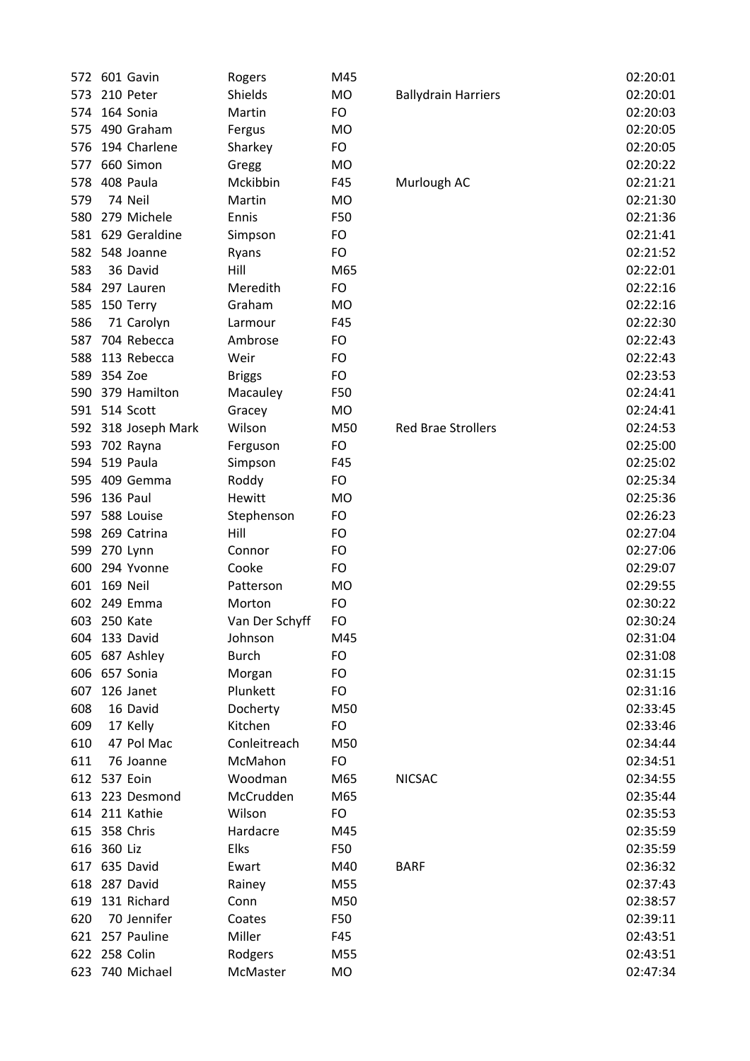| | | | | | | |
|---|---|---|---|---|---|---|
| 572 | 601 | Gavin | Rogers | M45 | | 02:20:01 |
| 573 | 210 | Peter | Shields | MO | Ballydrain Harriers | 02:20:01 |
| 574 | 164 | Sonia | Martin | FO | | 02:20:03 |
| 575 | 490 | Graham | Fergus | MO | | 02:20:05 |
| 576 | 194 | Charlene | Sharkey | FO | | 02:20:05 |
| 577 | 660 | Simon | Gregg | MO | | 02:20:22 |
| 578 | 408 | Paula | Mckibbin | F45 | Murlough AC | 02:21:21 |
| 579 | 74 | Neil | Martin | MO | | 02:21:30 |
| 580 | 279 | Michele | Ennis | F50 | | 02:21:36 |
| 581 | 629 | Geraldine | Simpson | FO | | 02:21:41 |
| 582 | 548 | Joanne | Ryans | FO | | 02:21:52 |
| 583 | 36 | David | Hill | M65 | | 02:22:01 |
| 584 | 297 | Lauren | Meredith | FO | | 02:22:16 |
| 585 | 150 | Terry | Graham | MO | | 02:22:16 |
| 586 | 71 | Carolyn | Larmour | F45 | | 02:22:30 |
| 587 | 704 | Rebecca | Ambrose | FO | | 02:22:43 |
| 588 | 113 | Rebecca | Weir | FO | | 02:22:43 |
| 589 | 354 | Zoe | Briggs | FO | | 02:23:53 |
| 590 | 379 | Hamilton | Macauley | F50 | | 02:24:41 |
| 591 | 514 | Scott | Gracey | MO | | 02:24:41 |
| 592 | 318 | Joseph Mark | Wilson | M50 | Red Brae Strollers | 02:24:53 |
| 593 | 702 | Rayna | Ferguson | FO | | 02:25:00 |
| 594 | 519 | Paula | Simpson | F45 | | 02:25:02 |
| 595 | 409 | Gemma | Roddy | FO | | 02:25:34 |
| 596 | 136 | Paul | Hewitt | MO | | 02:25:36 |
| 597 | 588 | Louise | Stephenson | FO | | 02:26:23 |
| 598 | 269 | Catrina | Hill | FO | | 02:27:04 |
| 599 | 270 | Lynn | Connor | FO | | 02:27:06 |
| 600 | 294 | Yvonne | Cooke | FO | | 02:29:07 |
| 601 | 169 | Neil | Patterson | MO | | 02:29:55 |
| 602 | 249 | Emma | Morton | FO | | 02:30:22 |
| 603 | 250 | Kate | Van Der Schyff | FO | | 02:30:24 |
| 604 | 133 | David | Johnson | M45 | | 02:31:04 |
| 605 | 687 | Ashley | Burch | FO | | 02:31:08 |
| 606 | 657 | Sonia | Morgan | FO | | 02:31:15 |
| 607 | 126 | Janet | Plunkett | FO | | 02:31:16 |
| 608 | 16 | David | Docherty | M50 | | 02:33:45 |
| 609 | 17 | Kelly | Kitchen | FO | | 02:33:46 |
| 610 | 47 | Pol Mac | Conleitreach | M50 | | 02:34:44 |
| 611 | 76 | Joanne | McMahon | FO | | 02:34:51 |
| 612 | 537 | Eoin | Woodman | M65 | NICSAC | 02:34:55 |
| 613 | 223 | Desmond | McCrudden | M65 | | 02:35:44 |
| 614 | 211 | Kathie | Wilson | FO | | 02:35:53 |
| 615 | 358 | Chris | Hardacre | M45 | | 02:35:59 |
| 616 | 360 | Liz | Elks | F50 | | 02:35:59 |
| 617 | 635 | David | Ewart | M40 | BARF | 02:36:32 |
| 618 | 287 | David | Rainey | M55 | | 02:37:43 |
| 619 | 131 | Richard | Conn | M50 | | 02:38:57 |
| 620 | 70 | Jennifer | Coates | F50 | | 02:39:11 |
| 621 | 257 | Pauline | Miller | F45 | | 02:43:51 |
| 622 | 258 | Colin | Rodgers | M55 | | 02:43:51 |
| 623 | 740 | Michael | McMaster | MO | | 02:47:34 |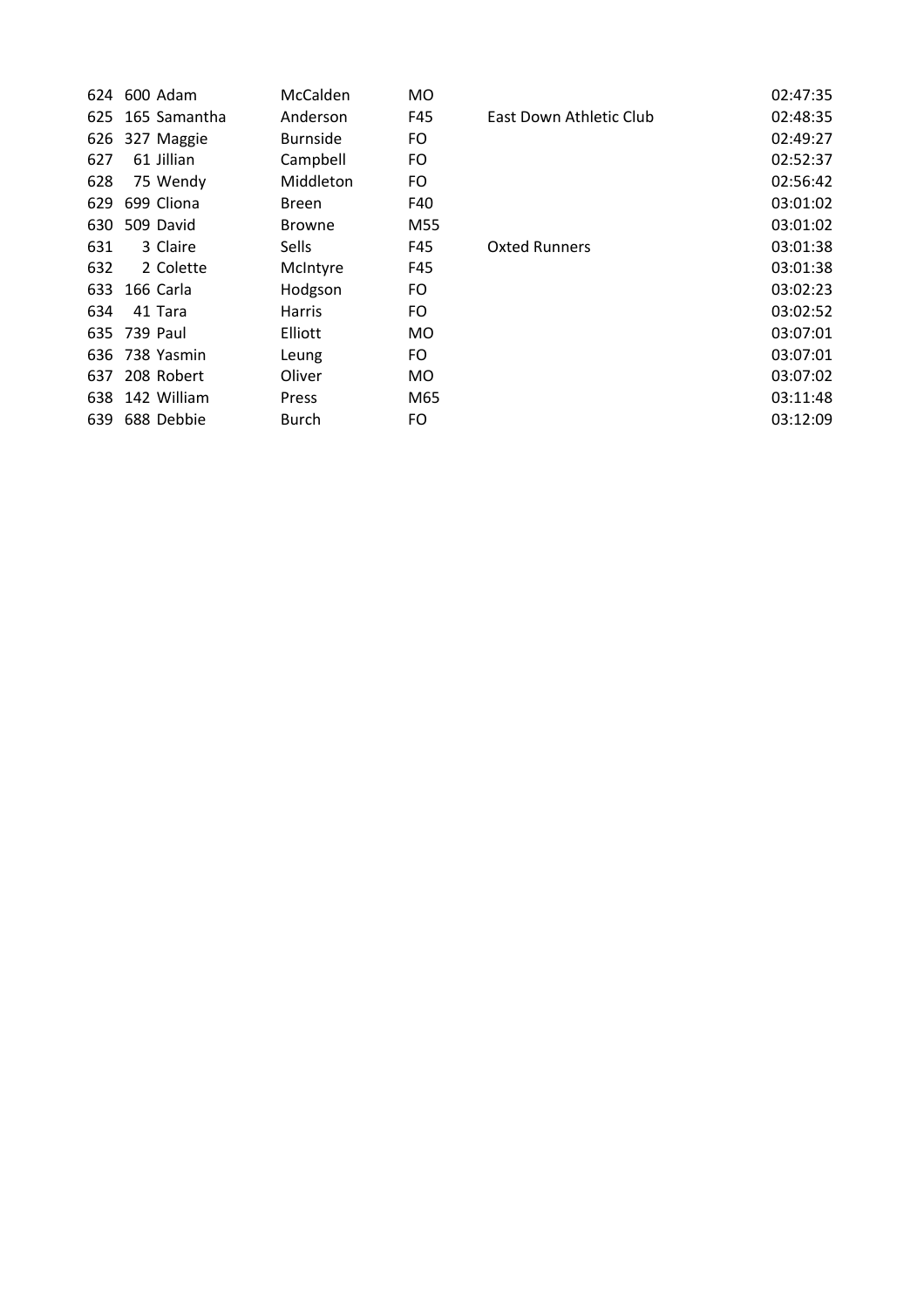| | | | | | | |
|---|---|---|---|---|---|---|
| 624 | 600 | Adam | McCalden | MO | | 02:47:35 |
| 625 | 165 | Samantha | Anderson | F45 | East Down Athletic Club | 02:48:35 |
| 626 | 327 | Maggie | Burnside | FO | | 02:49:27 |
| 627 | 61 | Jillian | Campbell | FO | | 02:52:37 |
| 628 | 75 | Wendy | Middleton | FO | | 02:56:42 |
| 629 | 699 | Cliona | Breen | F40 | | 03:01:02 |
| 630 | 509 | David | Browne | M55 | | 03:01:02 |
| 631 | 3 | Claire | Sells | F45 | Oxted Runners | 03:01:38 |
| 632 | 2 | Colette | McIntyre | F45 | | 03:01:38 |
| 633 | 166 | Carla | Hodgson | FO | | 03:02:23 |
| 634 | 41 | Tara | Harris | FO | | 03:02:52 |
| 635 | 739 | Paul | Elliott | MO | | 03:07:01 |
| 636 | 738 | Yasmin | Leung | FO | | 03:07:01 |
| 637 | 208 | Robert | Oliver | MO | | 03:07:02 |
| 638 | 142 | William | Press | M65 | | 03:11:48 |
| 639 | 688 | Debbie | Burch | FO | | 03:12:09 |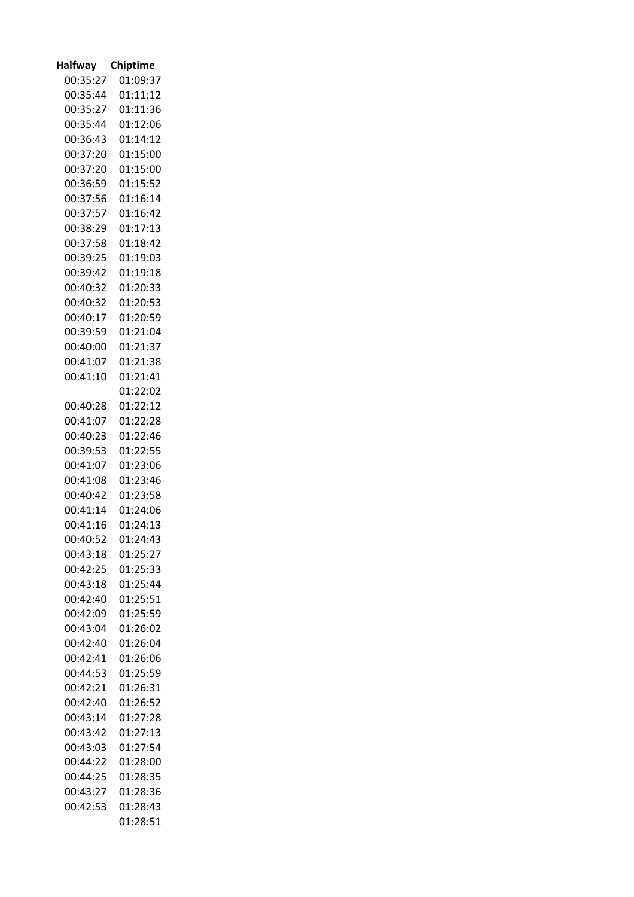| Halfway | Chiptime |
|---|---|
| 00:35:27 | 01:09:37 |
| 00:35:44 | 01:11:12 |
| 00:35:27 | 01:11:36 |
| 00:35:44 | 01:12:06 |
| 00:36:43 | 01:14:12 |
| 00:37:20 | 01:15:00 |
| 00:37:20 | 01:15:00 |
| 00:36:59 | 01:15:52 |
| 00:37:56 | 01:16:14 |
| 00:37:57 | 01:16:42 |
| 00:38:29 | 01:17:13 |
| 00:37:58 | 01:18:42 |
| 00:39:25 | 01:19:03 |
| 00:39:42 | 01:19:18 |
| 00:40:32 | 01:20:33 |
| 00:40:32 | 01:20:53 |
| 00:40:17 | 01:20:59 |
| 00:39:59 | 01:21:04 |
| 00:40:00 | 01:21:37 |
| 00:41:07 | 01:21:38 |
| 00:41:10 | 01:21:41 |
| | 01:22:02 |
| 00:40:28 | 01:22:12 |
| 00:41:07 | 01:22:28 |
| 00:40:23 | 01:22:46 |
| 00:39:53 | 01:22:55 |
| 00:41:07 | 01:23:06 |
| 00:41:08 | 01:23:46 |
| 00:40:42 | 01:23:58 |
| 00:41:14 | 01:24:06 |
| 00:41:16 | 01:24:13 |
| 00:40:52 | 01:24:43 |
| 00:43:18 | 01:25:27 |
| 00:42:25 | 01:25:33 |
| 00:43:18 | 01:25:44 |
| 00:42:40 | 01:25:51 |
| 00:42:09 | 01:25:59 |
| 00:43:04 | 01:26:02 |
| 00:42:40 | 01:26:04 |
| 00:42:41 | 01:26:06 |
| 00:44:53 | 01:25:59 |
| 00:42:21 | 01:26:31 |
| 00:42:40 | 01:26:52 |
| 00:43:14 | 01:27:28 |
| 00:43:42 | 01:27:13 |
| 00:43:03 | 01:27:54 |
| 00:44:22 | 01:28:00 |
| 00:44:25 | 01:28:35 |
| 00:43:27 | 01:28:36 |
| 00:42:53 | 01:28:43 |
| | 01:28:51 |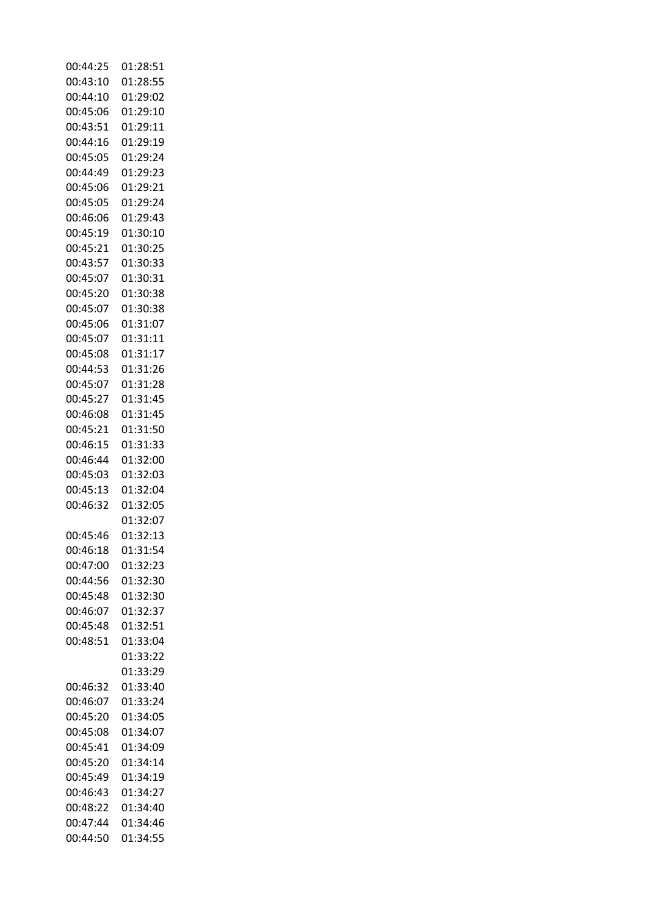| | |
|---|---|
| 00:44:25 | 01:28:51 |
| 00:43:10 | 01:28:55 |
| 00:44:10 | 01:29:02 |
| 00:45:06 | 01:29:10 |
| 00:43:51 | 01:29:11 |
| 00:44:16 | 01:29:19 |
| 00:45:05 | 01:29:24 |
| 00:44:49 | 01:29:23 |
| 00:45:06 | 01:29:21 |
| 00:45:05 | 01:29:24 |
| 00:46:06 | 01:29:43 |
| 00:45:19 | 01:30:10 |
| 00:45:21 | 01:30:25 |
| 00:43:57 | 01:30:33 |
| 00:45:07 | 01:30:31 |
| 00:45:20 | 01:30:38 |
| 00:45:07 | 01:30:38 |
| 00:45:06 | 01:31:07 |
| 00:45:07 | 01:31:11 |
| 00:45:08 | 01:31:17 |
| 00:44:53 | 01:31:26 |
| 00:45:07 | 01:31:28 |
| 00:45:27 | 01:31:45 |
| 00:46:08 | 01:31:45 |
| 00:45:21 | 01:31:50 |
| 00:46:15 | 01:31:33 |
| 00:46:44 | 01:32:00 |
| 00:45:03 | 01:32:03 |
| 00:45:13 | 01:32:04 |
| 00:46:32 | 01:32:05 |
| | 01:32:07 |
| 00:45:46 | 01:32:13 |
| 00:46:18 | 01:31:54 |
| 00:47:00 | 01:32:23 |
| 00:44:56 | 01:32:30 |
| 00:45:48 | 01:32:30 |
| 00:46:07 | 01:32:37 |
| 00:45:48 | 01:32:51 |
| 00:48:51 | 01:33:04 |
| | 01:33:22 |
| | 01:33:29 |
| 00:46:32 | 01:33:40 |
| 00:46:07 | 01:33:24 |
| 00:45:20 | 01:34:05 |
| 00:45:08 | 01:34:07 |
| 00:45:41 | 01:34:09 |
| 00:45:20 | 01:34:14 |
| 00:45:49 | 01:34:19 |
| 00:46:43 | 01:34:27 |
| 00:48:22 | 01:34:40 |
| 00:47:44 | 01:34:46 |
| 00:44:50 | 01:34:55 |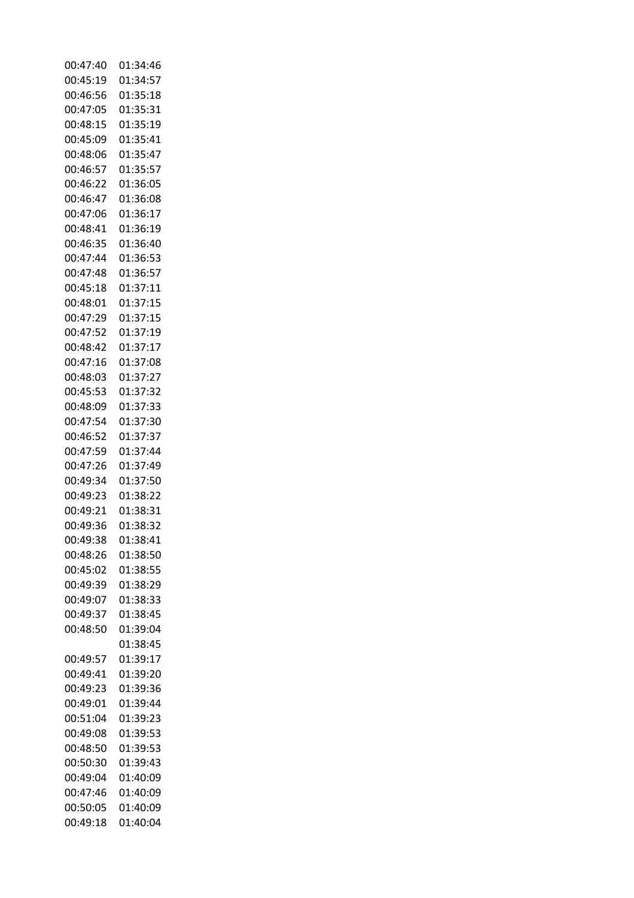| | |
|---|---|
| 00:47:40 | 01:34:46 |
| 00:45:19 | 01:34:57 |
| 00:46:56 | 01:35:18 |
| 00:47:05 | 01:35:31 |
| 00:48:15 | 01:35:19 |
| 00:45:09 | 01:35:41 |
| 00:48:06 | 01:35:47 |
| 00:46:57 | 01:35:57 |
| 00:46:22 | 01:36:05 |
| 00:46:47 | 01:36:08 |
| 00:47:06 | 01:36:17 |
| 00:48:41 | 01:36:19 |
| 00:46:35 | 01:36:40 |
| 00:47:44 | 01:36:53 |
| 00:47:48 | 01:36:57 |
| 00:45:18 | 01:37:11 |
| 00:48:01 | 01:37:15 |
| 00:47:29 | 01:37:15 |
| 00:47:52 | 01:37:19 |
| 00:48:42 | 01:37:17 |
| 00:47:16 | 01:37:08 |
| 00:48:03 | 01:37:27 |
| 00:45:53 | 01:37:32 |
| 00:48:09 | 01:37:33 |
| 00:47:54 | 01:37:30 |
| 00:46:52 | 01:37:37 |
| 00:47:59 | 01:37:44 |
| 00:47:26 | 01:37:49 |
| 00:49:34 | 01:37:50 |
| 00:49:23 | 01:38:22 |
| 00:49:21 | 01:38:31 |
| 00:49:36 | 01:38:32 |
| 00:49:38 | 01:38:41 |
| 00:48:26 | 01:38:50 |
| 00:45:02 | 01:38:55 |
| 00:49:39 | 01:38:29 |
| 00:49:07 | 01:38:33 |
| 00:49:37 | 01:38:45 |
| 00:48:50 | 01:39:04 |
| | 01:38:45 |
| 00:49:57 | 01:39:17 |
| 00:49:41 | 01:39:20 |
| 00:49:23 | 01:39:36 |
| 00:49:01 | 01:39:44 |
| 00:51:04 | 01:39:23 |
| 00:49:08 | 01:39:53 |
| 00:48:50 | 01:39:53 |
| 00:50:30 | 01:39:43 |
| 00:49:04 | 01:40:09 |
| 00:47:46 | 01:40:09 |
| 00:50:05 | 01:40:09 |
| 00:49:18 | 01:40:04 |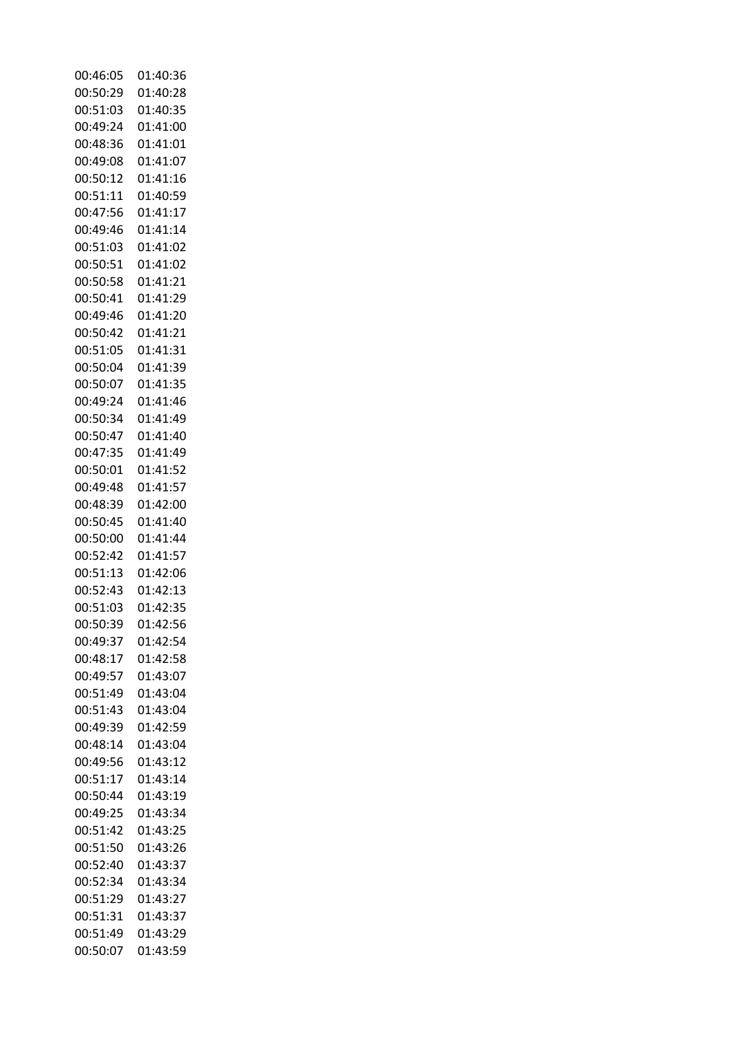| | |
|---|---|
| 00:46:05 | 01:40:36 |
| 00:50:29 | 01:40:28 |
| 00:51:03 | 01:40:35 |
| 00:49:24 | 01:41:00 |
| 00:48:36 | 01:41:01 |
| 00:49:08 | 01:41:07 |
| 00:50:12 | 01:41:16 |
| 00:51:11 | 01:40:59 |
| 00:47:56 | 01:41:17 |
| 00:49:46 | 01:41:14 |
| 00:51:03 | 01:41:02 |
| 00:50:51 | 01:41:02 |
| 00:50:58 | 01:41:21 |
| 00:50:41 | 01:41:29 |
| 00:49:46 | 01:41:20 |
| 00:50:42 | 01:41:21 |
| 00:51:05 | 01:41:31 |
| 00:50:04 | 01:41:39 |
| 00:50:07 | 01:41:35 |
| 00:49:24 | 01:41:46 |
| 00:50:34 | 01:41:49 |
| 00:50:47 | 01:41:40 |
| 00:47:35 | 01:41:49 |
| 00:50:01 | 01:41:52 |
| 00:49:48 | 01:41:57 |
| 00:48:39 | 01:42:00 |
| 00:50:45 | 01:41:40 |
| 00:50:00 | 01:41:44 |
| 00:52:42 | 01:41:57 |
| 00:51:13 | 01:42:06 |
| 00:52:43 | 01:42:13 |
| 00:51:03 | 01:42:35 |
| 00:50:39 | 01:42:56 |
| 00:49:37 | 01:42:54 |
| 00:48:17 | 01:42:58 |
| 00:49:57 | 01:43:07 |
| 00:51:49 | 01:43:04 |
| 00:51:43 | 01:43:04 |
| 00:49:39 | 01:42:59 |
| 00:48:14 | 01:43:04 |
| 00:49:56 | 01:43:12 |
| 00:51:17 | 01:43:14 |
| 00:50:44 | 01:43:19 |
| 00:49:25 | 01:43:34 |
| 00:51:42 | 01:43:25 |
| 00:51:50 | 01:43:26 |
| 00:52:40 | 01:43:37 |
| 00:52:34 | 01:43:34 |
| 00:51:29 | 01:43:27 |
| 00:51:31 | 01:43:37 |
| 00:51:49 | 01:43:29 |
| 00:50:07 | 01:43:59 |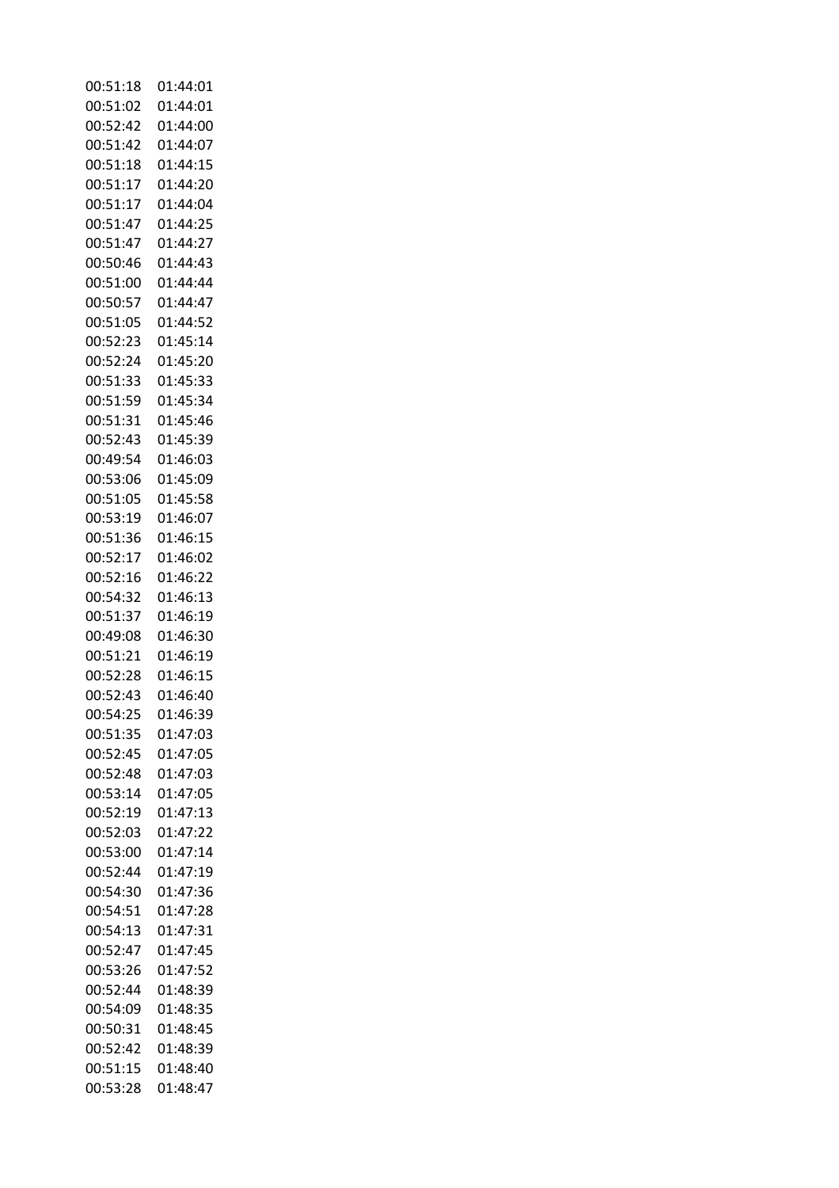| | |
|---|---|
| 00:51:18 | 01:44:01 |
| 00:51:02 | 01:44:01 |
| 00:52:42 | 01:44:00 |
| 00:51:42 | 01:44:07 |
| 00:51:18 | 01:44:15 |
| 00:51:17 | 01:44:20 |
| 00:51:17 | 01:44:04 |
| 00:51:47 | 01:44:25 |
| 00:51:47 | 01:44:27 |
| 00:50:46 | 01:44:43 |
| 00:51:00 | 01:44:44 |
| 00:50:57 | 01:44:47 |
| 00:51:05 | 01:44:52 |
| 00:52:23 | 01:45:14 |
| 00:52:24 | 01:45:20 |
| 00:51:33 | 01:45:33 |
| 00:51:59 | 01:45:34 |
| 00:51:31 | 01:45:46 |
| 00:52:43 | 01:45:39 |
| 00:49:54 | 01:46:03 |
| 00:53:06 | 01:45:09 |
| 00:51:05 | 01:45:58 |
| 00:53:19 | 01:46:07 |
| 00:51:36 | 01:46:15 |
| 00:52:17 | 01:46:02 |
| 00:52:16 | 01:46:22 |
| 00:54:32 | 01:46:13 |
| 00:51:37 | 01:46:19 |
| 00:49:08 | 01:46:30 |
| 00:51:21 | 01:46:19 |
| 00:52:28 | 01:46:15 |
| 00:52:43 | 01:46:40 |
| 00:54:25 | 01:46:39 |
| 00:51:35 | 01:47:03 |
| 00:52:45 | 01:47:05 |
| 00:52:48 | 01:47:03 |
| 00:53:14 | 01:47:05 |
| 00:52:19 | 01:47:13 |
| 00:52:03 | 01:47:22 |
| 00:53:00 | 01:47:14 |
| 00:52:44 | 01:47:19 |
| 00:54:30 | 01:47:36 |
| 00:54:51 | 01:47:28 |
| 00:54:13 | 01:47:31 |
| 00:52:47 | 01:47:45 |
| 00:53:26 | 01:47:52 |
| 00:52:44 | 01:48:39 |
| 00:54:09 | 01:48:35 |
| 00:50:31 | 01:48:45 |
| 00:52:42 | 01:48:39 |
| 00:51:15 | 01:48:40 |
| 00:53:28 | 01:48:47 |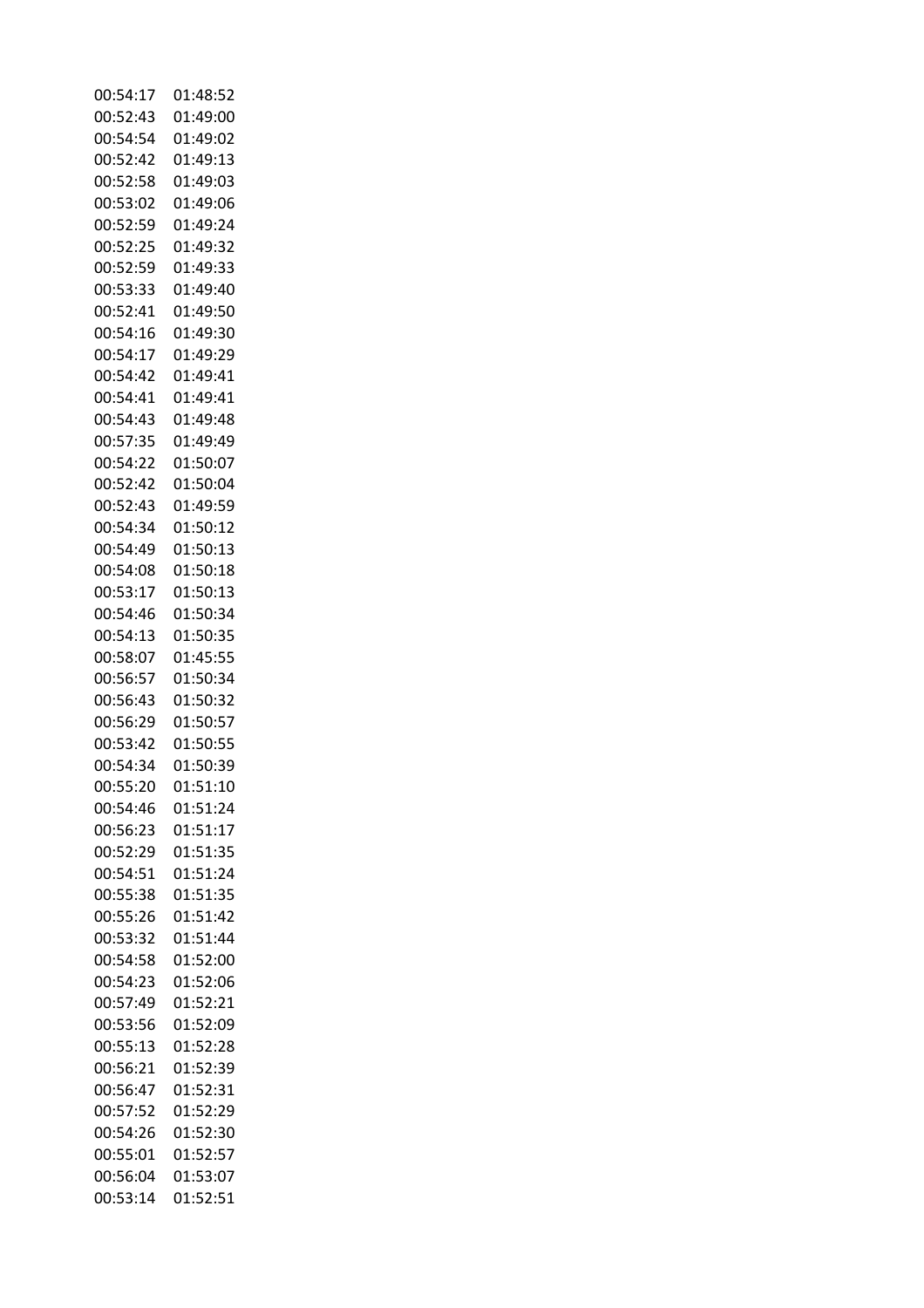| | |
|---|---|
| 00:54:17 | 01:48:52 |
| 00:52:43 | 01:49:00 |
| 00:54:54 | 01:49:02 |
| 00:52:42 | 01:49:13 |
| 00:52:58 | 01:49:03 |
| 00:53:02 | 01:49:06 |
| 00:52:59 | 01:49:24 |
| 00:52:25 | 01:49:32 |
| 00:52:59 | 01:49:33 |
| 00:53:33 | 01:49:40 |
| 00:52:41 | 01:49:50 |
| 00:54:16 | 01:49:30 |
| 00:54:17 | 01:49:29 |
| 00:54:42 | 01:49:41 |
| 00:54:41 | 01:49:41 |
| 00:54:43 | 01:49:48 |
| 00:57:35 | 01:49:49 |
| 00:54:22 | 01:50:07 |
| 00:52:42 | 01:50:04 |
| 00:52:43 | 01:49:59 |
| 00:54:34 | 01:50:12 |
| 00:54:49 | 01:50:13 |
| 00:54:08 | 01:50:18 |
| 00:53:17 | 01:50:13 |
| 00:54:46 | 01:50:34 |
| 00:54:13 | 01:50:35 |
| 00:58:07 | 01:45:55 |
| 00:56:57 | 01:50:34 |
| 00:56:43 | 01:50:32 |
| 00:56:29 | 01:50:57 |
| 00:53:42 | 01:50:55 |
| 00:54:34 | 01:50:39 |
| 00:55:20 | 01:51:10 |
| 00:54:46 | 01:51:24 |
| 00:56:23 | 01:51:17 |
| 00:52:29 | 01:51:35 |
| 00:54:51 | 01:51:24 |
| 00:55:38 | 01:51:35 |
| 00:55:26 | 01:51:42 |
| 00:53:32 | 01:51:44 |
| 00:54:58 | 01:52:00 |
| 00:54:23 | 01:52:06 |
| 00:57:49 | 01:52:21 |
| 00:53:56 | 01:52:09 |
| 00:55:13 | 01:52:28 |
| 00:56:21 | 01:52:39 |
| 00:56:47 | 01:52:31 |
| 00:57:52 | 01:52:29 |
| 00:54:26 | 01:52:30 |
| 00:55:01 | 01:52:57 |
| 00:56:04 | 01:53:07 |
| 00:53:14 | 01:52:51 |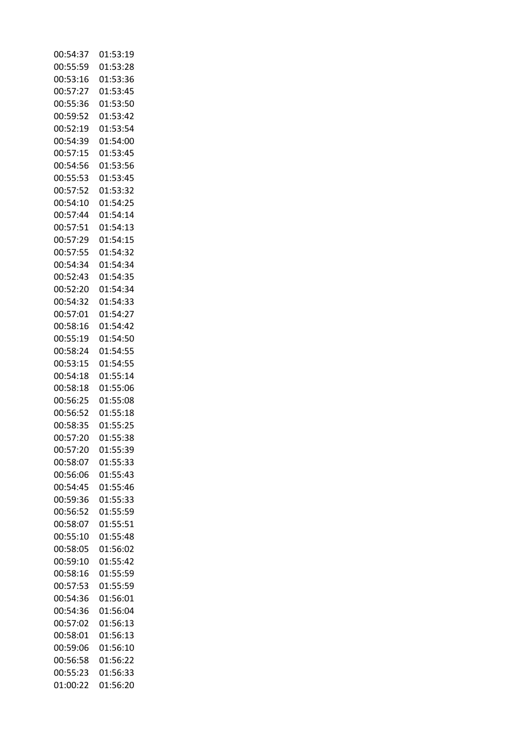| | |
|---|---|
| 00:54:37 | 01:53:19 |
| 00:55:59 | 01:53:28 |
| 00:53:16 | 01:53:36 |
| 00:57:27 | 01:53:45 |
| 00:55:36 | 01:53:50 |
| 00:59:52 | 01:53:42 |
| 00:52:19 | 01:53:54 |
| 00:54:39 | 01:54:00 |
| 00:57:15 | 01:53:45 |
| 00:54:56 | 01:53:56 |
| 00:55:53 | 01:53:45 |
| 00:57:52 | 01:53:32 |
| 00:54:10 | 01:54:25 |
| 00:57:44 | 01:54:14 |
| 00:57:51 | 01:54:13 |
| 00:57:29 | 01:54:15 |
| 00:57:55 | 01:54:32 |
| 00:54:34 | 01:54:34 |
| 00:52:43 | 01:54:35 |
| 00:52:20 | 01:54:34 |
| 00:54:32 | 01:54:33 |
| 00:57:01 | 01:54:27 |
| 00:58:16 | 01:54:42 |
| 00:55:19 | 01:54:50 |
| 00:58:24 | 01:54:55 |
| 00:53:15 | 01:54:55 |
| 00:54:18 | 01:55:14 |
| 00:58:18 | 01:55:06 |
| 00:56:25 | 01:55:08 |
| 00:56:52 | 01:55:18 |
| 00:58:35 | 01:55:25 |
| 00:57:20 | 01:55:38 |
| 00:57:20 | 01:55:39 |
| 00:58:07 | 01:55:33 |
| 00:56:06 | 01:55:43 |
| 00:54:45 | 01:55:46 |
| 00:59:36 | 01:55:33 |
| 00:56:52 | 01:55:59 |
| 00:58:07 | 01:55:51 |
| 00:55:10 | 01:55:48 |
| 00:58:05 | 01:56:02 |
| 00:59:10 | 01:55:42 |
| 00:58:16 | 01:55:59 |
| 00:57:53 | 01:55:59 |
| 00:54:36 | 01:56:01 |
| 00:54:36 | 01:56:04 |
| 00:57:02 | 01:56:13 |
| 00:58:01 | 01:56:13 |
| 00:59:06 | 01:56:10 |
| 00:56:58 | 01:56:22 |
| 00:55:23 | 01:56:33 |
| 01:00:22 | 01:56:20 |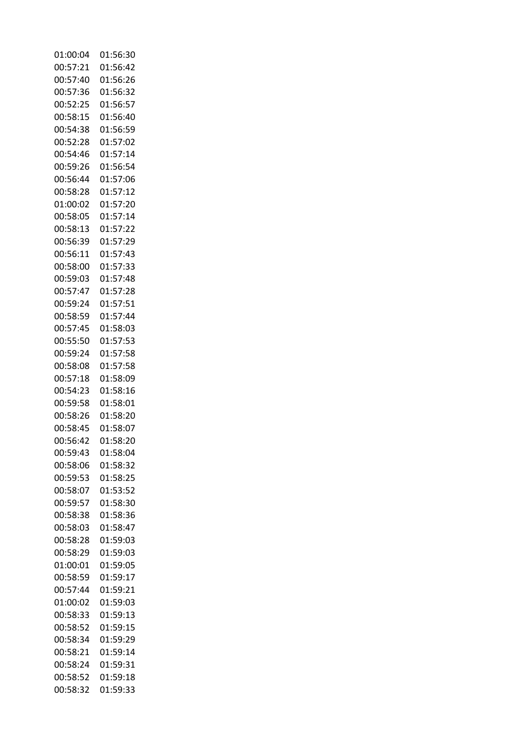| | |
|---|---|
| 01:00:04 | 01:56:30 |
| 00:57:21 | 01:56:42 |
| 00:57:40 | 01:56:26 |
| 00:57:36 | 01:56:32 |
| 00:52:25 | 01:56:57 |
| 00:58:15 | 01:56:40 |
| 00:54:38 | 01:56:59 |
| 00:52:28 | 01:57:02 |
| 00:54:46 | 01:57:14 |
| 00:59:26 | 01:56:54 |
| 00:56:44 | 01:57:06 |
| 00:58:28 | 01:57:12 |
| 01:00:02 | 01:57:20 |
| 00:58:05 | 01:57:14 |
| 00:58:13 | 01:57:22 |
| 00:56:39 | 01:57:29 |
| 00:56:11 | 01:57:43 |
| 00:58:00 | 01:57:33 |
| 00:59:03 | 01:57:48 |
| 00:57:47 | 01:57:28 |
| 00:59:24 | 01:57:51 |
| 00:58:59 | 01:57:44 |
| 00:57:45 | 01:58:03 |
| 00:55:50 | 01:57:53 |
| 00:59:24 | 01:57:58 |
| 00:58:08 | 01:57:58 |
| 00:57:18 | 01:58:09 |
| 00:54:23 | 01:58:16 |
| 00:59:58 | 01:58:01 |
| 00:58:26 | 01:58:20 |
| 00:58:45 | 01:58:07 |
| 00:56:42 | 01:58:20 |
| 00:59:43 | 01:58:04 |
| 00:58:06 | 01:58:32 |
| 00:59:53 | 01:58:25 |
| 00:58:07 | 01:53:52 |
| 00:59:57 | 01:58:30 |
| 00:58:38 | 01:58:36 |
| 00:58:03 | 01:58:47 |
| 00:58:28 | 01:59:03 |
| 00:58:29 | 01:59:03 |
| 01:00:01 | 01:59:05 |
| 00:58:59 | 01:59:17 |
| 00:57:44 | 01:59:21 |
| 01:00:02 | 01:59:03 |
| 00:58:33 | 01:59:13 |
| 00:58:52 | 01:59:15 |
| 00:58:34 | 01:59:29 |
| 00:58:21 | 01:59:14 |
| 00:58:24 | 01:59:31 |
| 00:58:52 | 01:59:18 |
| 00:58:32 | 01:59:33 |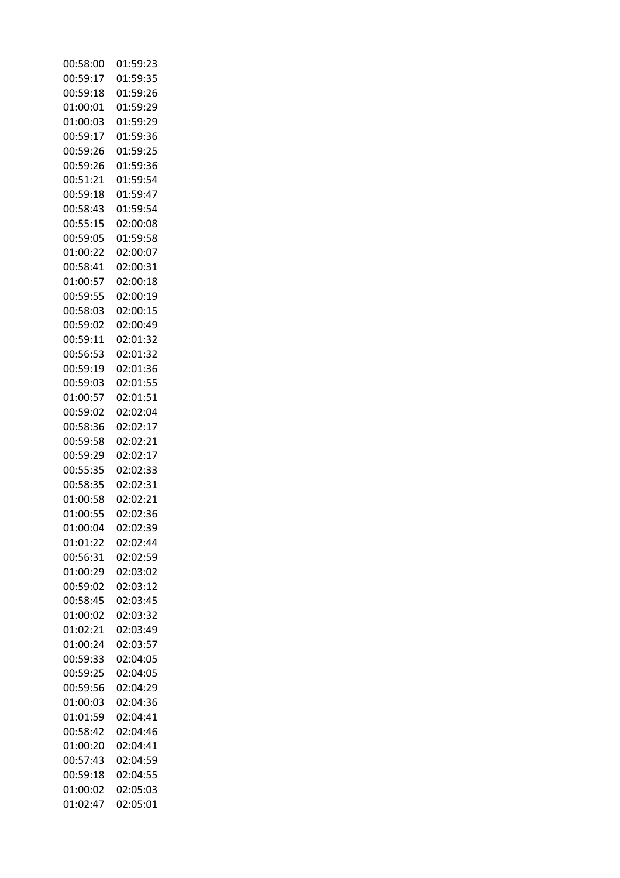| | |
|---|---|
| 00:58:00 | 01:59:23 |
| 00:59:17 | 01:59:35 |
| 00:59:18 | 01:59:26 |
| 01:00:01 | 01:59:29 |
| 01:00:03 | 01:59:29 |
| 00:59:17 | 01:59:36 |
| 00:59:26 | 01:59:25 |
| 00:59:26 | 01:59:36 |
| 00:51:21 | 01:59:54 |
| 00:59:18 | 01:59:47 |
| 00:58:43 | 01:59:54 |
| 00:55:15 | 02:00:08 |
| 00:59:05 | 01:59:58 |
| 01:00:22 | 02:00:07 |
| 00:58:41 | 02:00:31 |
| 01:00:57 | 02:00:18 |
| 00:59:55 | 02:00:19 |
| 00:58:03 | 02:00:15 |
| 00:59:02 | 02:00:49 |
| 00:59:11 | 02:01:32 |
| 00:56:53 | 02:01:32 |
| 00:59:19 | 02:01:36 |
| 00:59:03 | 02:01:55 |
| 01:00:57 | 02:01:51 |
| 00:59:02 | 02:02:04 |
| 00:58:36 | 02:02:17 |
| 00:59:58 | 02:02:21 |
| 00:59:29 | 02:02:17 |
| 00:55:35 | 02:02:33 |
| 00:58:35 | 02:02:31 |
| 01:00:58 | 02:02:21 |
| 01:00:55 | 02:02:36 |
| 01:00:04 | 02:02:39 |
| 01:01:22 | 02:02:44 |
| 00:56:31 | 02:02:59 |
| 01:00:29 | 02:03:02 |
| 00:59:02 | 02:03:12 |
| 00:58:45 | 02:03:45 |
| 01:00:02 | 02:03:32 |
| 01:02:21 | 02:03:49 |
| 01:00:24 | 02:03:57 |
| 00:59:33 | 02:04:05 |
| 00:59:25 | 02:04:05 |
| 00:59:56 | 02:04:29 |
| 01:00:03 | 02:04:36 |
| 01:01:59 | 02:04:41 |
| 00:58:42 | 02:04:46 |
| 01:00:20 | 02:04:41 |
| 00:57:43 | 02:04:59 |
| 00:59:18 | 02:04:55 |
| 01:00:02 | 02:05:03 |
| 01:02:47 | 02:05:01 |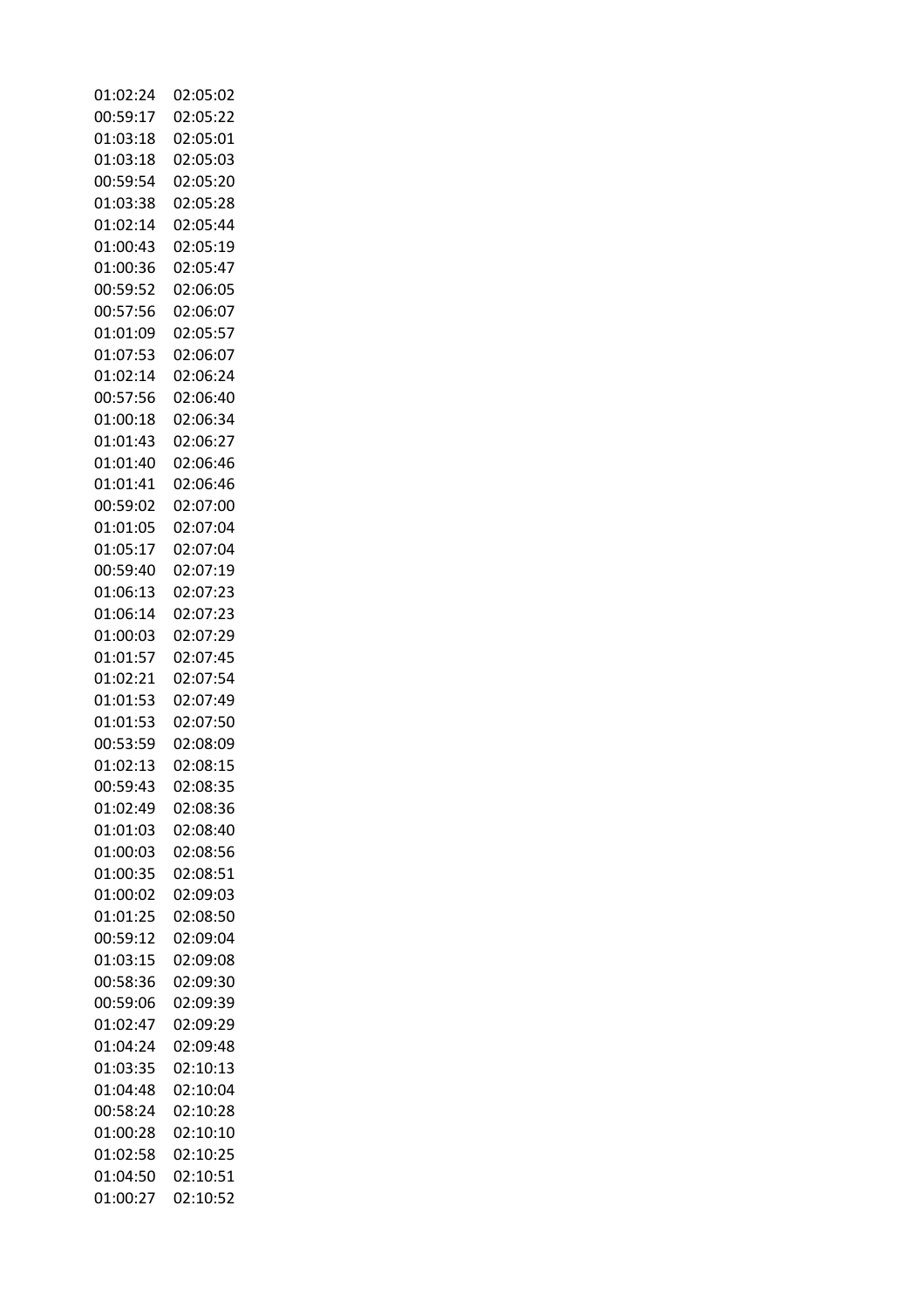| | |
|---|---|
| 01:02:24 | 02:05:02 |
| 00:59:17 | 02:05:22 |
| 01:03:18 | 02:05:01 |
| 01:03:18 | 02:05:03 |
| 00:59:54 | 02:05:20 |
| 01:03:38 | 02:05:28 |
| 01:02:14 | 02:05:44 |
| 01:00:43 | 02:05:19 |
| 01:00:36 | 02:05:47 |
| 00:59:52 | 02:06:05 |
| 00:57:56 | 02:06:07 |
| 01:01:09 | 02:05:57 |
| 01:07:53 | 02:06:07 |
| 01:02:14 | 02:06:24 |
| 00:57:56 | 02:06:40 |
| 01:00:18 | 02:06:34 |
| 01:01:43 | 02:06:27 |
| 01:01:40 | 02:06:46 |
| 01:01:41 | 02:06:46 |
| 00:59:02 | 02:07:00 |
| 01:01:05 | 02:07:04 |
| 01:05:17 | 02:07:04 |
| 00:59:40 | 02:07:19 |
| 01:06:13 | 02:07:23 |
| 01:06:14 | 02:07:23 |
| 01:00:03 | 02:07:29 |
| 01:01:57 | 02:07:45 |
| 01:02:21 | 02:07:54 |
| 01:01:53 | 02:07:49 |
| 01:01:53 | 02:07:50 |
| 00:53:59 | 02:08:09 |
| 01:02:13 | 02:08:15 |
| 00:59:43 | 02:08:35 |
| 01:02:49 | 02:08:36 |
| 01:01:03 | 02:08:40 |
| 01:00:03 | 02:08:56 |
| 01:00:35 | 02:08:51 |
| 01:00:02 | 02:09:03 |
| 01:01:25 | 02:08:50 |
| 00:59:12 | 02:09:04 |
| 01:03:15 | 02:09:08 |
| 00:58:36 | 02:09:30 |
| 00:59:06 | 02:09:39 |
| 01:02:47 | 02:09:29 |
| 01:04:24 | 02:09:48 |
| 01:03:35 | 02:10:13 |
| 01:04:48 | 02:10:04 |
| 00:58:24 | 02:10:28 |
| 01:00:28 | 02:10:10 |
| 01:02:58 | 02:10:25 |
| 01:04:50 | 02:10:51 |
| 01:00:27 | 02:10:52 |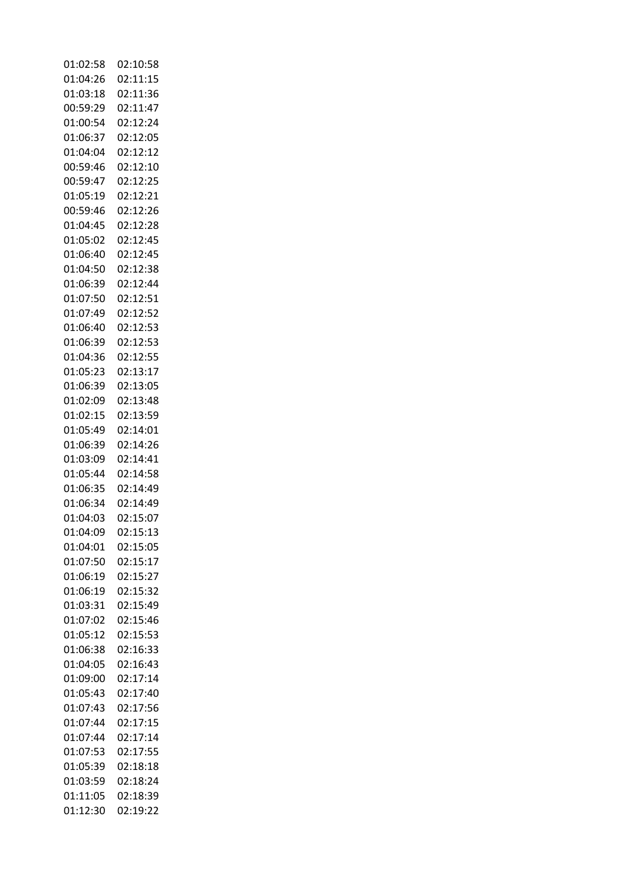| 01:02:58 | 02:10:58 |
|---|---|
| 01:04:26 | 02:11:15 |
| 01:03:18 | 02:11:36 |
| 00:59:29 | 02:11:47 |
| 01:00:54 | 02:12:24 |
| 01:06:37 | 02:12:05 |
| 01:04:04 | 02:12:12 |
| 00:59:46 | 02:12:10 |
| 00:59:47 | 02:12:25 |
| 01:05:19 | 02:12:21 |
| 00:59:46 | 02:12:26 |
| 01:04:45 | 02:12:28 |
| 01:05:02 | 02:12:45 |
| 01:06:40 | 02:12:45 |
| 01:04:50 | 02:12:38 |
| 01:06:39 | 02:12:44 |
| 01:07:50 | 02:12:51 |
| 01:07:49 | 02:12:52 |
| 01:06:40 | 02:12:53 |
| 01:06:39 | 02:12:53 |
| 01:04:36 | 02:12:55 |
| 01:05:23 | 02:13:17 |
| 01:06:39 | 02:13:05 |
| 01:02:09 | 02:13:48 |
| 01:02:15 | 02:13:59 |
| 01:05:49 | 02:14:01 |
| 01:06:39 | 02:14:26 |
| 01:03:09 | 02:14:41 |
| 01:05:44 | 02:14:58 |
| 01:06:35 | 02:14:49 |
| 01:06:34 | 02:14:49 |
| 01:04:03 | 02:15:07 |
| 01:04:09 | 02:15:13 |
| 01:04:01 | 02:15:05 |
| 01:07:50 | 02:15:17 |
| 01:06:19 | 02:15:27 |
| 01:06:19 | 02:15:32 |
| 01:03:31 | 02:15:49 |
| 01:07:02 | 02:15:46 |
| 01:05:12 | 02:15:53 |
| 01:06:38 | 02:16:33 |
| 01:04:05 | 02:16:43 |
| 01:09:00 | 02:17:14 |
| 01:05:43 | 02:17:40 |
| 01:07:43 | 02:17:56 |
| 01:07:44 | 02:17:15 |
| 01:07:44 | 02:17:14 |
| 01:07:53 | 02:17:55 |
| 01:05:39 | 02:18:18 |
| 01:03:59 | 02:18:24 |
| 01:11:05 | 02:18:39 |
| 01:12:30 | 02:19:22 |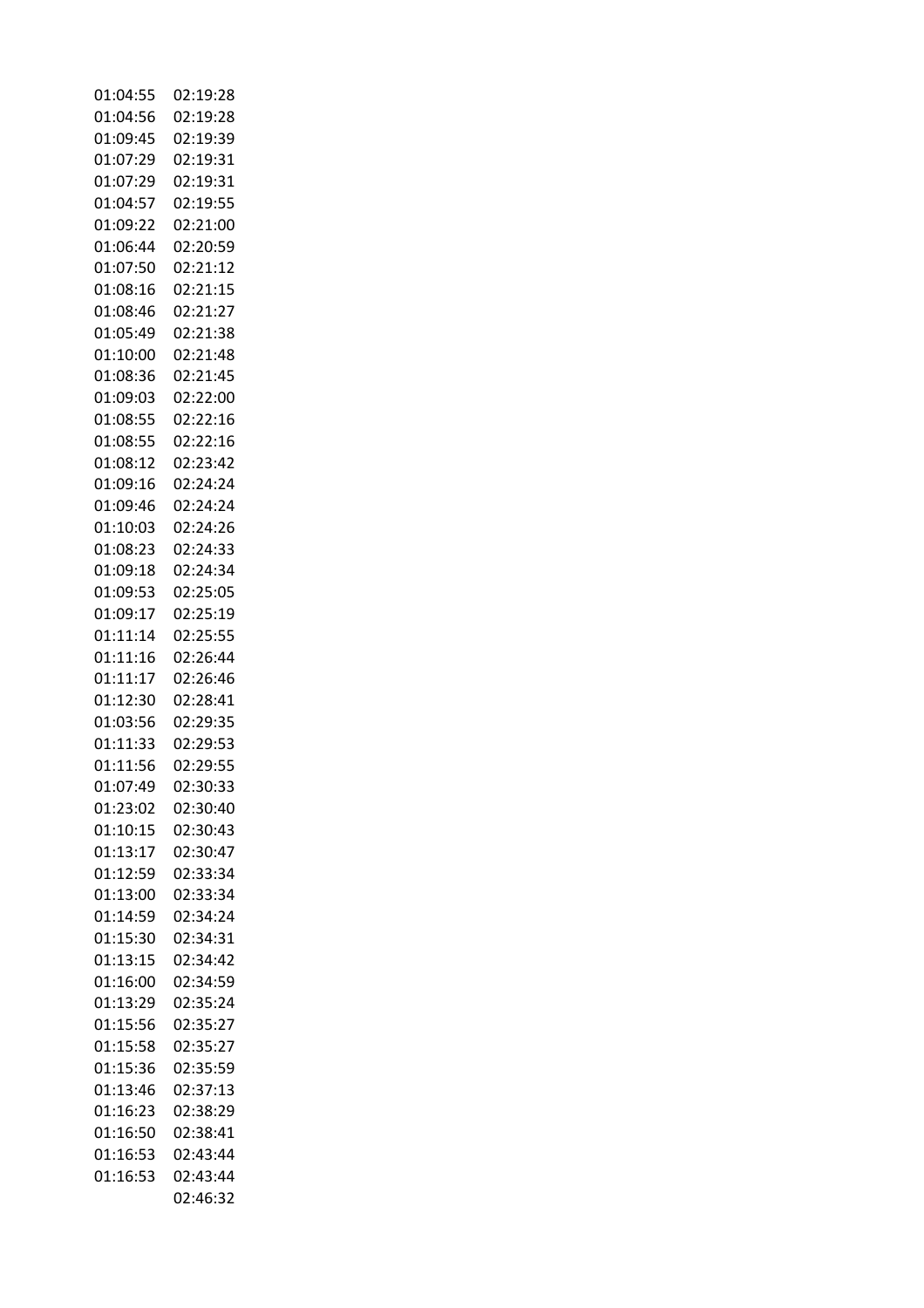| | |
|---|---|
| 01:04:55 | 02:19:28 |
| 01:04:56 | 02:19:28 |
| 01:09:45 | 02:19:39 |
| 01:07:29 | 02:19:31 |
| 01:07:29 | 02:19:31 |
| 01:04:57 | 02:19:55 |
| 01:09:22 | 02:21:00 |
| 01:06:44 | 02:20:59 |
| 01:07:50 | 02:21:12 |
| 01:08:16 | 02:21:15 |
| 01:08:46 | 02:21:27 |
| 01:05:49 | 02:21:38 |
| 01:10:00 | 02:21:48 |
| 01:08:36 | 02:21:45 |
| 01:09:03 | 02:22:00 |
| 01:08:55 | 02:22:16 |
| 01:08:55 | 02:22:16 |
| 01:08:12 | 02:23:42 |
| 01:09:16 | 02:24:24 |
| 01:09:46 | 02:24:24 |
| 01:10:03 | 02:24:26 |
| 01:08:23 | 02:24:33 |
| 01:09:18 | 02:24:34 |
| 01:09:53 | 02:25:05 |
| 01:09:17 | 02:25:19 |
| 01:11:14 | 02:25:55 |
| 01:11:16 | 02:26:44 |
| 01:11:17 | 02:26:46 |
| 01:12:30 | 02:28:41 |
| 01:03:56 | 02:29:35 |
| 01:11:33 | 02:29:53 |
| 01:11:56 | 02:29:55 |
| 01:07:49 | 02:30:33 |
| 01:23:02 | 02:30:40 |
| 01:10:15 | 02:30:43 |
| 01:13:17 | 02:30:47 |
| 01:12:59 | 02:33:34 |
| 01:13:00 | 02:33:34 |
| 01:14:59 | 02:34:24 |
| 01:15:30 | 02:34:31 |
| 01:13:15 | 02:34:42 |
| 01:16:00 | 02:34:59 |
| 01:13:29 | 02:35:24 |
| 01:15:56 | 02:35:27 |
| 01:15:58 | 02:35:27 |
| 01:15:36 | 02:35:59 |
| 01:13:46 | 02:37:13 |
| 01:16:23 | 02:38:29 |
| 01:16:50 | 02:38:41 |
| 01:16:53 | 02:43:44 |
| 01:16:53 | 02:43:44 |
| | 02:46:32 |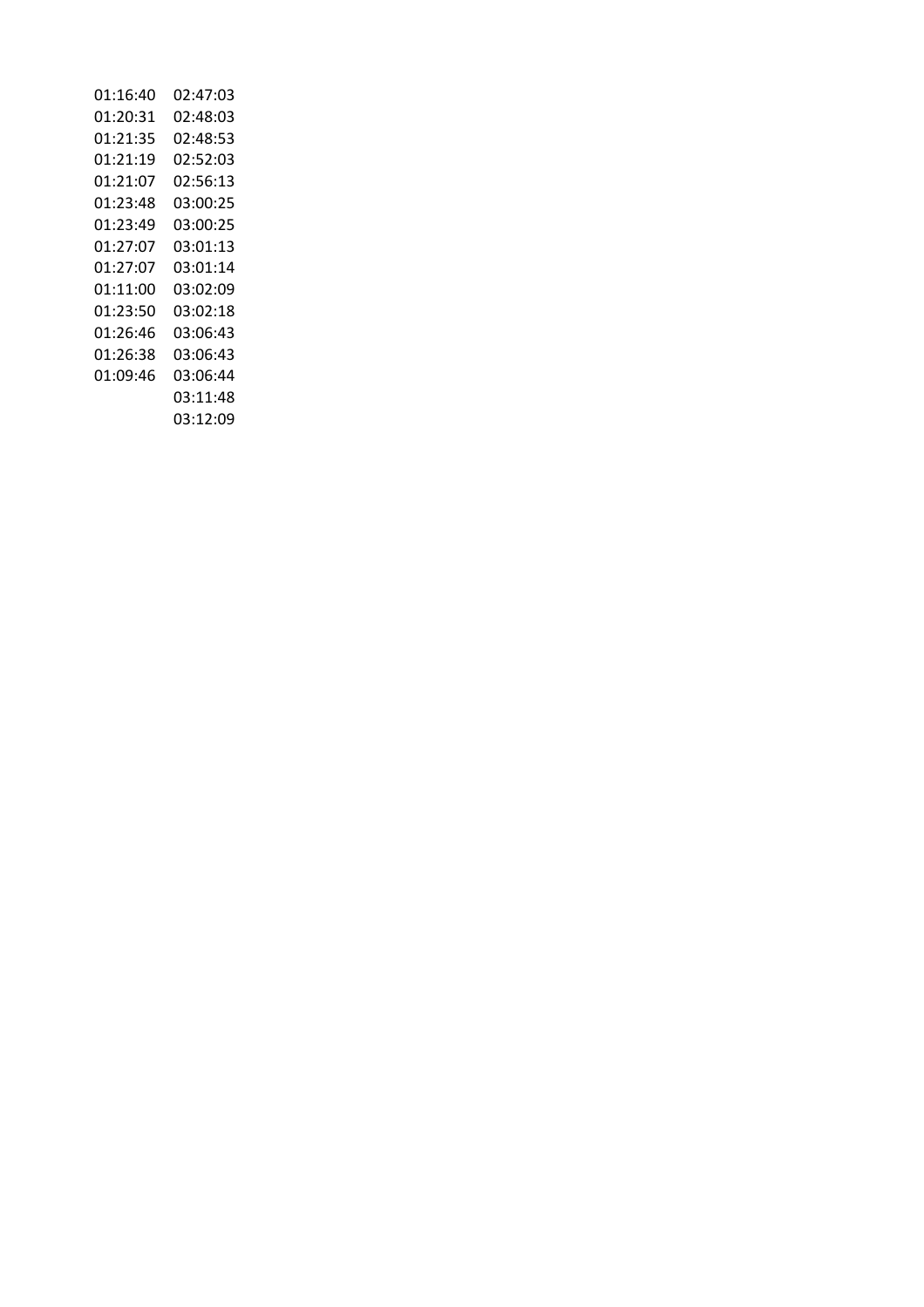| | |
|---|---|
| 01:16:40 | 02:47:03 |
| 01:20:31 | 02:48:03 |
| 01:21:35 | 02:48:53 |
| 01:21:19 | 02:52:03 |
| 01:21:07 | 02:56:13 |
| 01:23:48 | 03:00:25 |
| 01:23:49 | 03:00:25 |
| 01:27:07 | 03:01:13 |
| 01:27:07 | 03:01:14 |
| 01:11:00 | 03:02:09 |
| 01:23:50 | 03:02:18 |
| 01:26:46 | 03:06:43 |
| 01:26:38 | 03:06:43 |
| 01:09:46 | 03:06:44 |
| | 03:11:48 |
| | 03:12:09 |